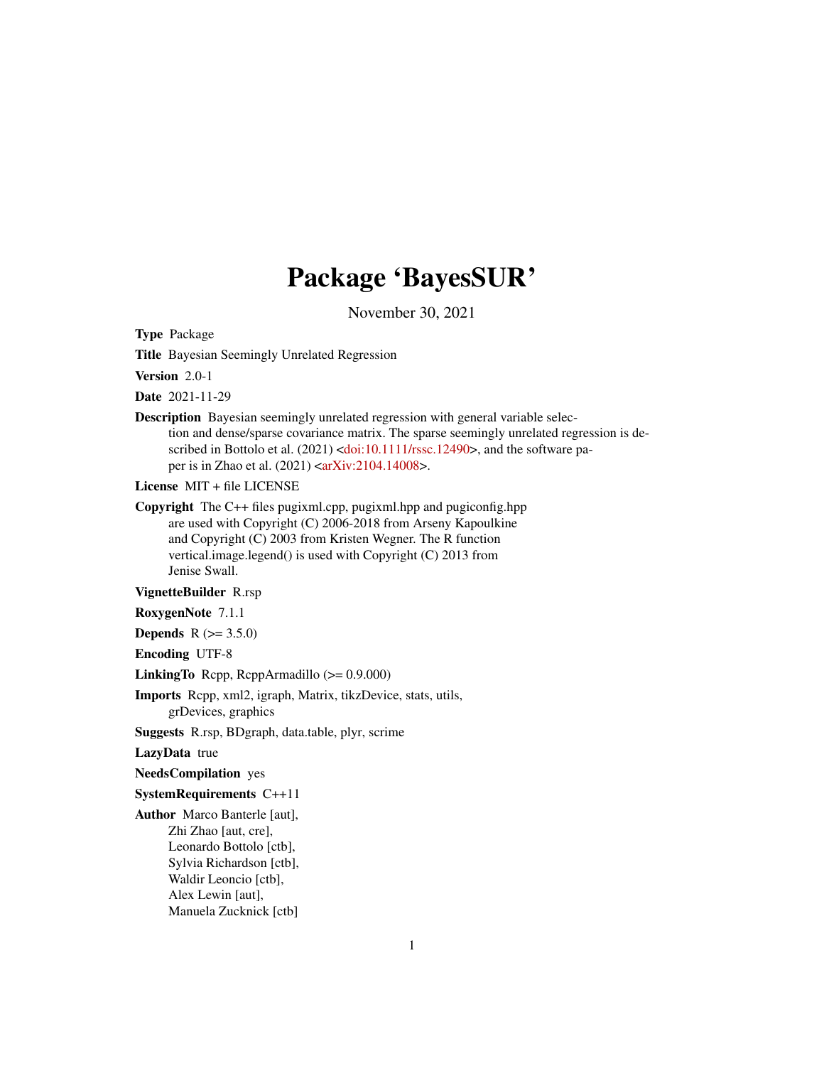# Package 'BayesSUR'

November 30, 2021

**Type** Package

**Title** Bayesian Seemingly Unrelated Regression

**Version** 2.0-1

**Date** 2021-11-29

**Description** Bayesian seemingly unrelated regression with general variable selection and dense/sparse covariance matrix. The sparse seemingly unrelated regression is described in Bottolo et al. (2021) <doi:10.1111/rssc.12490>, and the software paper is in Zhao et al. (2021) <arXiv:2104.14008>.

**License** MIT + file LICENSE

**Copyright** The C++ files pugixml.cpp, pugixml.hpp and pugiconfig.hpp are used with Copyright (C) 2006-2018 from Arseny Kapoulkine and Copyright (C) 2003 from Kristen Wegner. The R function vertical.image.legend() is used with Copyright (C) 2013 from Jenise Swall.

**VignetteBuilder** R.rsp

**RoxygenNote** 7.1.1

**Depends** R (>= 3.5.0)

**Encoding** UTF-8

**LinkingTo** Rcpp, RcppArmadillo (>= 0.9.000)

**Imports** Rcpp, xml2, igraph, Matrix, tikzDevice, stats, utils, grDevices, graphics

**Suggests** R.rsp, BDgraph, data.table, plyr, scrime

**LazyData** true

**NeedsCompilation** yes

**SystemRequirements** C++11

**Author** Marco Banterle [aut],
Zhi Zhao [aut, cre],
Leonardo Bottolo [ctb],
Sylvia Richardson [ctb],
Waldir Leoncio [ctb],
Alex Lewin [aut],
Manuela Zucknick [ctb]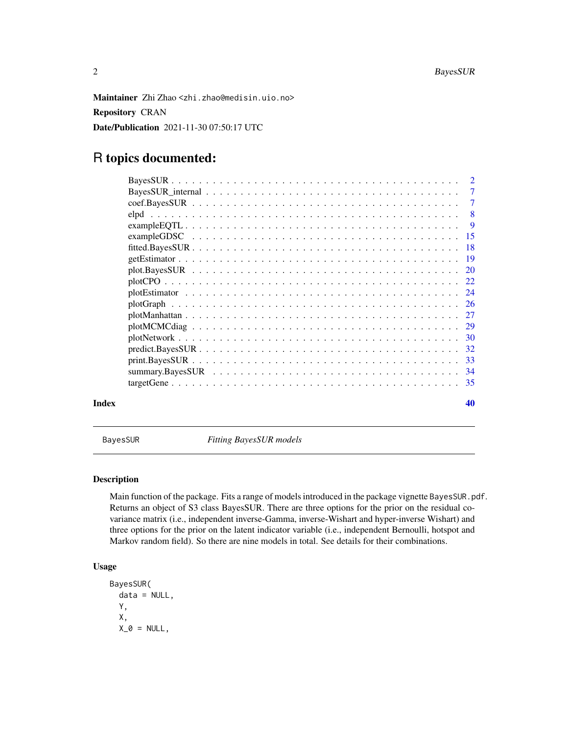**Maintainer** Zhi Zhao <zhi.zhao@medisin.uio.no>

**Repository** CRAN

**Date/Publication** 2021-11-30 07:50:17 UTC

# R topics documented:

| | |
|---|---|
| BayesSUR | 2 |
| BayesSUR_internal | 7 |
| coef.BayesSUR | 7 |
| elpd | 8 |
| exampleEQTL | 9 |
| exampleGDSC | 15 |
| fitted.BayesSUR | 18 |
| getEstimator | 19 |
| plot.BayesSUR | 20 |
| plotCPO | 22 |
| plotEstimator | 24 |
| plotGraph | 26 |
| plotManhattan | 27 |
| plotMCMCdiag | 29 |
| plotNetwork | 30 |
| predict.BayesSUR | 32 |
| print.BayesSUR | 33 |
| summary.BayesSUR | 34 |
| targetGene | 35 |

**Index** 40

---

BayesSUR — *Fitting BayesSUR models*

---

## Description

Main function of the package. Fits a range of models introduced in the package vignette BayesSUR.pdf. Returns an object of S3 class BayesSUR. There are three options for the prior on the residual covariance matrix (i.e., independent inverse-Gamma, inverse-Wishart and hyper-inverse Wishart) and three options for the prior on the latent indicator variable (i.e., independent Bernoulli, hotspot and Markov random field). So there are nine models in total. See details for their combinations.

## Usage

```
BayesSUR(
  data = NULL,
  Y,
  X,
  X_0 = NULL,
```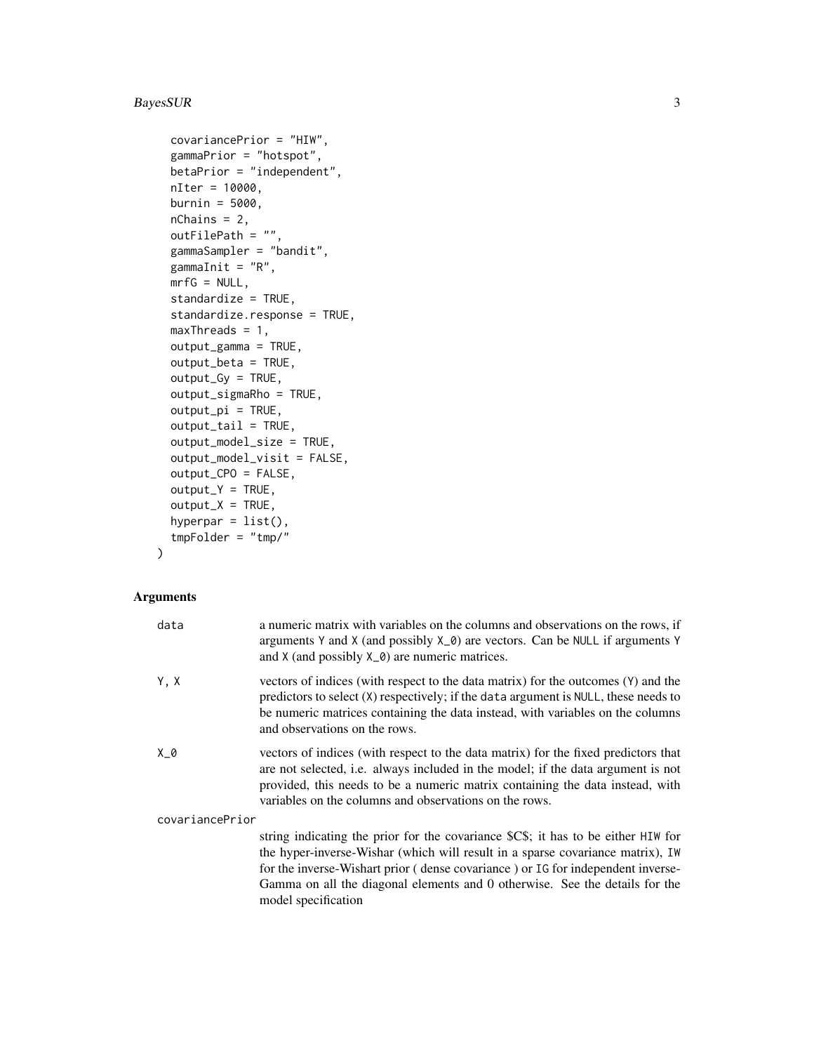```
  covariancePrior = "HIW",
  gammaPrior = "hotspot",
  betaPrior = "independent",
  nIter = 10000,
  burnin = 5000,
  nChains = 2,
  outFilePath = "",
  gammaSampler = "bandit",
  gammaInit = "R",
  mrfG = NULL,
  standardize = TRUE,
  standardize.response = TRUE,
  maxThreads = 1,
  output_gamma = TRUE,
  output_beta = TRUE,
  output_Gy = TRUE,
  output_sigmaRho = TRUE,
  output_pi = TRUE,
  output_tail = TRUE,
  output_model_size = TRUE,
  output_model_visit = FALSE,
  output_CPO = FALSE,
  output_Y = TRUE,
  output_X = TRUE,
  hyperpar = list(),
  tmpFolder = "tmp/"
)
```

## Arguments

**data** — a numeric matrix with variables on the columns and observations on the rows, if arguments `Y` and `X` (and possibly `X_0`) are vectors. Can be `NULL` if arguments `Y` and `X` (and possibly `X_0`) are numeric matrices.

**Y, X** — vectors of indices (with respect to the data matrix) for the outcomes (`Y`) and the predictors to select (`X`) respectively; if the `data` argument is `NULL`, these needs to be numeric matrices containing the data instead, with variables on the columns and observations on the rows.

**X_0** — vectors of indices (with respect to the data matrix) for the fixed predictors that are not selected, i.e. always included in the model; if the data argument is not provided, this needs to be a numeric matrix containing the data instead, with variables on the columns and observations on the rows.

**covariancePrior** — string indicating the prior for the covariance $C$; it has to be either `HIW` for the hyper-inverse-Wishar (which will result in a sparse covariance matrix), `IW` for the inverse-Wishart prior ( dense covariance ) or `IG` for independent inverse-Gamma on all the diagonal elements and 0 otherwise. See the details for the model specification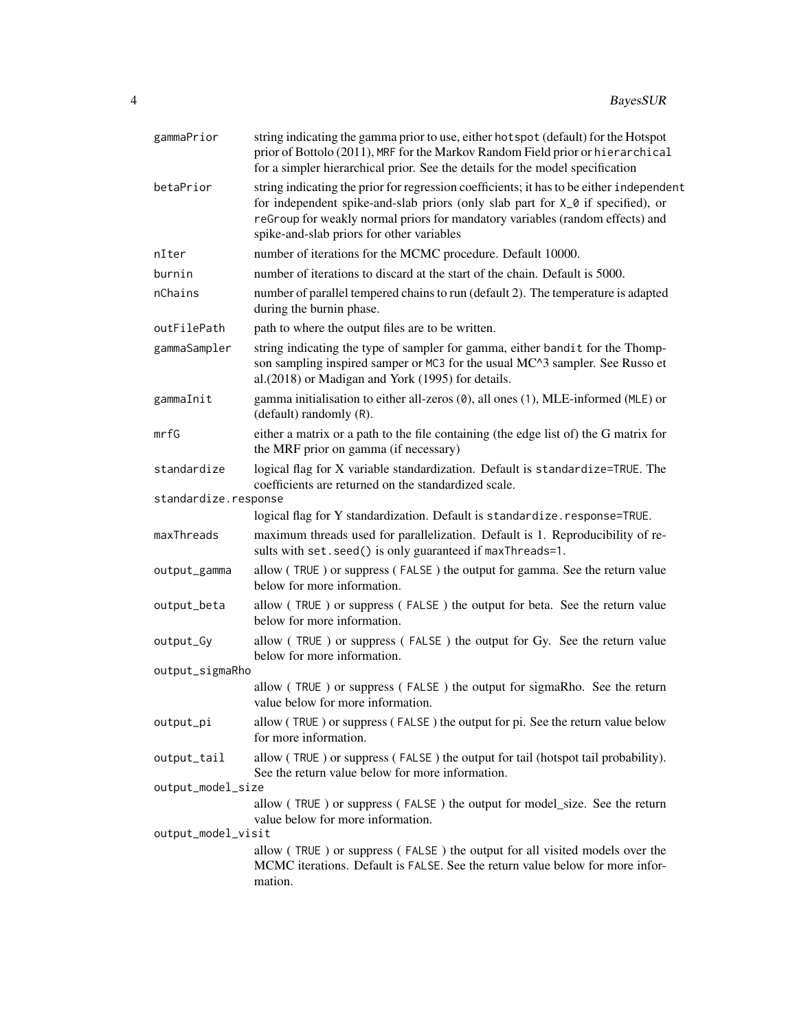| | |
|---|---|
| `gammaPrior` | string indicating the gamma prior to use, either `hotspot` (default) for the Hotspot prior of Bottolo (2011), `MRF` for the Markov Random Field prior or `hierarchical` for a simpler hierarchical prior. See the details for the model specification |
| `betaPrior` | string indicating the prior for regression coefficients; it has to be either `independent` for independent spike-and-slab priors (only slab part for `X_0` if specified), or `reGroup` for weakly normal priors for mandatory variables (random effects) and spike-and-slab priors for other variables |
| `nIter` | number of iterations for the MCMC procedure. Default 10000. |
| `burnin` | number of iterations to discard at the start of the chain. Default is 5000. |
| `nChains` | number of parallel tempered chains to run (default 2). The temperature is adapted during the burnin phase. |
| `outFilePath` | path to where the output files are to be written. |
| `gammaSampler` | string indicating the type of sampler for gamma, either `bandit` for the Thompson sampling inspired samper or `MC3` for the usual MC^3 sampler. See Russo et al.(2018) or Madigan and York (1995) for details. |
| `gammaInit` | gamma initialisation to either all-zeros (`0`), all ones (`1`), MLE-informed (`MLE`) or (default) randomly (`R`). |
| `mrfG` | either a matrix or a path to the file containing (the edge list of) the G matrix for the MRF prior on gamma (if necessary) |
| `standardize` | logical flag for X variable standardization. Default is `standardize=TRUE`. The coefficients are returned on the standardized scale. |
| `standardize.response` | logical flag for Y standardization. Default is `standardize.response=TRUE`. |
| `maxThreads` | maximum threads used for parallelization. Default is 1. Reproducibility of results with `set.seed()` is only guaranteed if `maxThreads=1`. |
| `output_gamma` | allow ( TRUE ) or suppress ( FALSE ) the output for gamma. See the return value below for more information. |
| `output_beta` | allow ( TRUE ) or suppress ( FALSE ) the output for beta. See the return value below for more information. |
| `output_Gy` | allow ( TRUE ) or suppress ( FALSE ) the output for Gy. See the return value below for more information. |
| `output_sigmaRho` | allow ( TRUE ) or suppress ( FALSE ) the output for sigmaRho. See the return value below for more information. |
| `output_pi` | allow ( TRUE ) or suppress ( FALSE ) the output for pi. See the return value below for more information. |
| `output_tail` | allow ( TRUE ) or suppress ( FALSE ) the output for tail (hotspot tail probability). See the return value below for more information. |
| `output_model_size` | allow ( TRUE ) or suppress ( FALSE ) the output for model_size. See the return value below for more information. |
| `output_model_visit` | allow ( TRUE ) or suppress ( FALSE ) the output for all visited models over the MCMC iterations. Default is `FALSE`. See the return value below for more information. |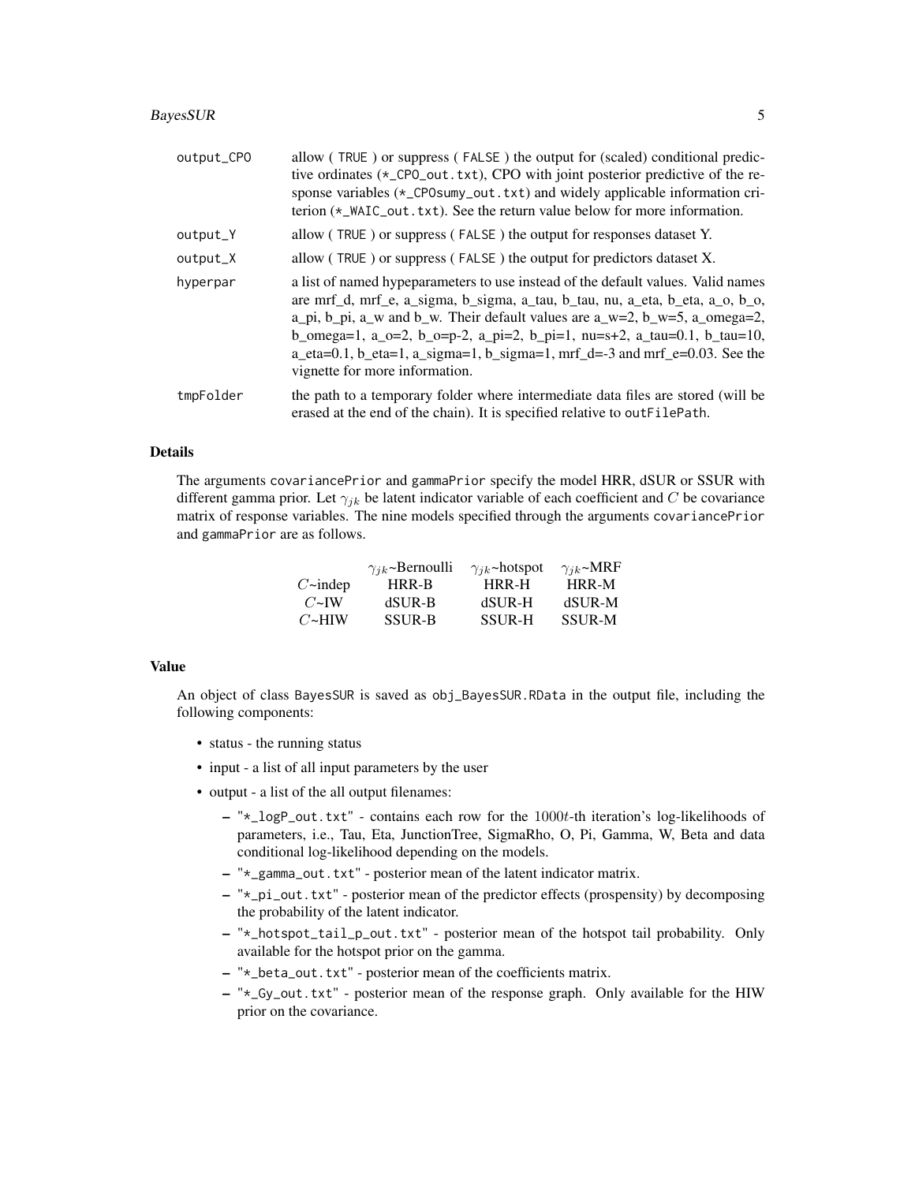| | |
|---|---|
| output_CPO | allow ( TRUE ) or suppress ( FALSE ) the output for (scaled) conditional predictive ordinates (`*_CPO_out.txt`), CPO with joint posterior predictive of the response variables (`*_CPOsumy_out.txt`) and widely applicable information criterion (`*_WAIC_out.txt`). See the return value below for more information. |
| output_Y | allow ( TRUE ) or suppress ( FALSE ) the output for responses dataset Y. |
| output_X | allow ( TRUE ) or suppress ( FALSE ) the output for predictors dataset X. |
| hyperpar | a list of named hypeparameters to use instead of the default values. Valid names are mrf_d, mrf_e, a_sigma, b_sigma, a_tau, b_tau, nu, a_eta, b_eta, a_o, b_o, a_pi, b_pi, a_w and b_w. Their default values are a_w=2, b_w=5, a_omega=2, b_omega=1, a_o=2, b_o=p-2, a_pi=2, b_pi=1, nu=s+2, a_tau=0.1, b_tau=10, a_eta=0.1, b_eta=1, a_sigma=1, b_sigma=1, mrf_d=-3 and mrf_e=0.03. See the vignette for more information. |
| tmpFolder | the path to a temporary folder where intermediate data files are stored (will be erased at the end of the chain). It is specified relative to `outFilePath`. |

## Details

The arguments `covariancePrior` and `gammaPrior` specify the model HRR, dSUR or SSUR with different gamma prior. Let $\gamma_{jk}$ be latent indicator variable of each coefficient and $C$ be covariance matrix of response variables. The nine models specified through the arguments `covariancePrior` and `gammaPrior` are as follows.

| | $\gamma_{jk}$~Bernoulli | $\gamma_{jk}$~hotspot | $\gamma_{jk}$~MRF |
|---|---|---|---|
| $C$~indep | HRR-B | HRR-H | HRR-M |
| $C$~IW | dSUR-B | dSUR-H | dSUR-M |
| $C$~HIW | SSUR-B | SSUR-H | SSUR-M |

## Value

An object of class `BayesSUR` is saved as `obj_BayesSUR.RData` in the output file, including the following components:

- status - the running status
- input - a list of all input parameters by the user
- output - a list of the all output filenames:
  - `"*_logP_out.txt"` - contains each row for the $1000t$-th iteration's log-likelihoods of parameters, i.e., Tau, Eta, JunctionTree, SigmaRho, O, Pi, Gamma, W, Beta and data conditional log-likelihood depending on the models.
  - `"*_gamma_out.txt"` - posterior mean of the latent indicator matrix.
  - `"*_pi_out.txt"` - posterior mean of the predictor effects (prospensity) by decomposing the probability of the latent indicator.
  - `"*_hotspot_tail_p_out.txt"` - posterior mean of the hotspot tail probability. Only available for the hotspot prior on the gamma.
  - `"*_beta_out.txt"` - posterior mean of the coefficients matrix.
  - `"*_Gy_out.txt"` - posterior mean of the response graph. Only available for the HIW prior on the covariance.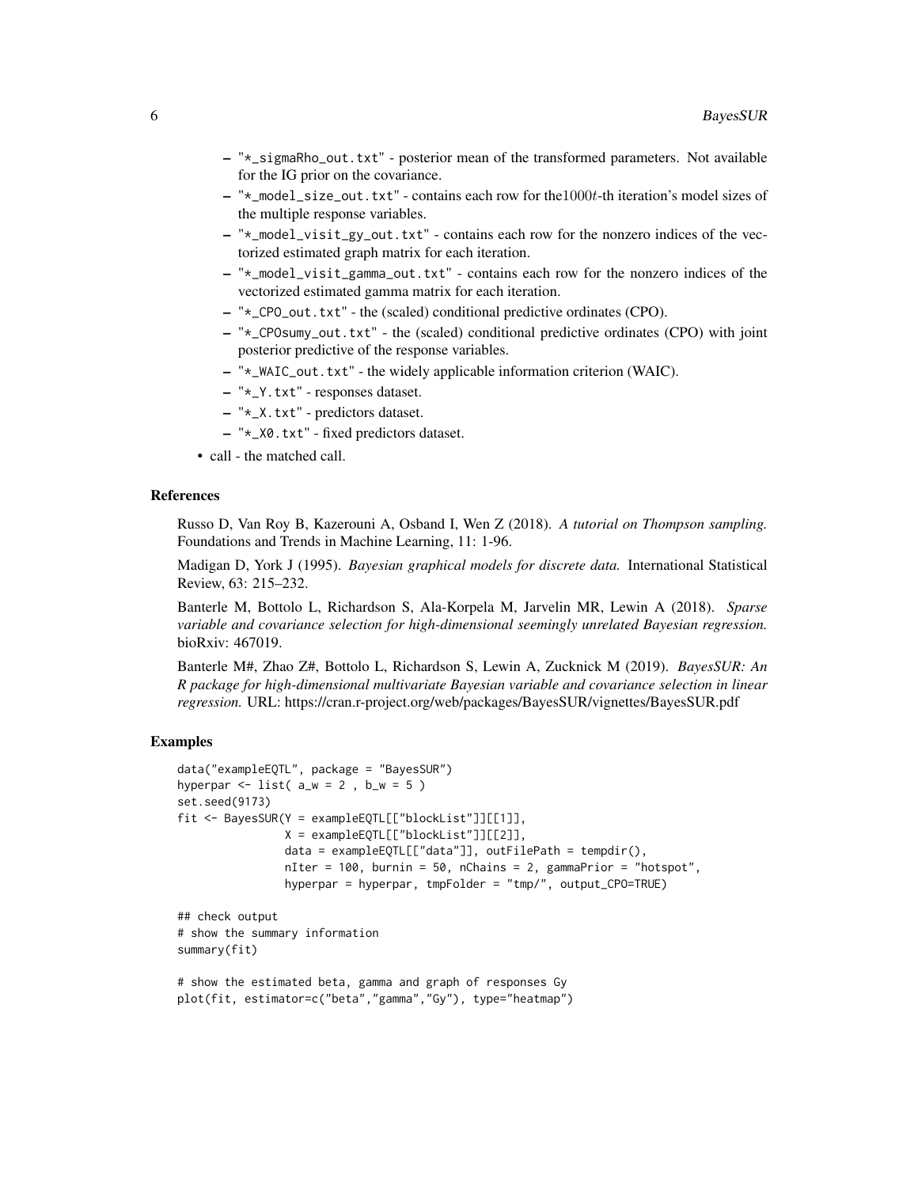- "*_sigmaRho_out.txt" - posterior mean of the transformed parameters. Not available for the IG prior on the covariance.
  - "*_model_size_out.txt" - contains each row for the $1000t$-th iteration's model sizes of the multiple response variables.
  - "*_model_visit_gy_out.txt" - contains each row for the nonzero indices of the vectorized estimated graph matrix for each iteration.
  - "*_model_visit_gamma_out.txt" - contains each row for the nonzero indices of the vectorized estimated gamma matrix for each iteration.
  - "*_CPO_out.txt" - the (scaled) conditional predictive ordinates (CPO).
  - "*_CPOsumy_out.txt" - the (scaled) conditional predictive ordinates (CPO) with joint posterior predictive of the response variables.
  - "*_WAIC_out.txt" - the widely applicable information criterion (WAIC).
  - "*_Y.txt" - responses dataset.
  - "*_X.txt" - predictors dataset.
  - "*_X0.txt" - fixed predictors dataset.
- call - the matched call.

### References

Russo D, Van Roy B, Kazerouni A, Osband I, Wen Z (2018). *A tutorial on Thompson sampling.* Foundations and Trends in Machine Learning, 11: 1-96.

Madigan D, York J (1995). *Bayesian graphical models for discrete data.* International Statistical Review, 63: 215–232.

Banterle M, Bottolo L, Richardson S, Ala-Korpela M, Jarvelin MR, Lewin A (2018). *Sparse variable and covariance selection for high-dimensional seemingly unrelated Bayesian regression.* bioRxiv: 467019.

Banterle M#, Zhao Z#, Bottolo L, Richardson S, Lewin A, Zucknick M (2019). *BayesSUR: An R package for high-dimensional multivariate Bayesian variable and covariance selection in linear regression.* URL: https://cran.r-project.org/web/packages/BayesSUR/vignettes/BayesSUR.pdf

### Examples

```
data("exampleEQTL", package = "BayesSUR")
hyperpar <- list( a_w = 2 , b_w = 5 )
set.seed(9173)
fit <- BayesSUR(Y = exampleEQTL[["blockList"]][[1]],
                X = exampleEQTL[["blockList"]][[2]],
                data = exampleEQTL[["data"]], outFilePath = tempdir(),
                nIter = 100, burnin = 50, nChains = 2, gammaPrior = "hotspot",
                hyperpar = hyperpar, tmpFolder = "tmp/", output_CPO=TRUE)

## check output
# show the summary information
summary(fit)

# show the estimated beta, gamma and graph of responses Gy
plot(fit, estimator=c("beta","gamma","Gy"), type="heatmap")
```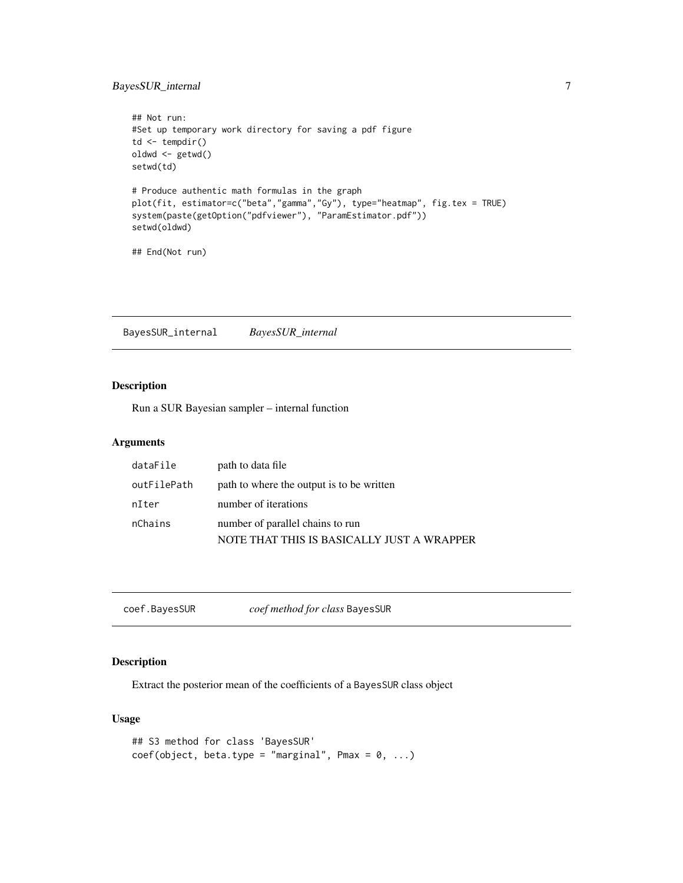```
## Not run:
#Set up temporary work directory for saving a pdf figure
td <- tempdir()
oldwd <- getwd()
setwd(td)

# Produce authentic math formulas in the graph
plot(fit, estimator=c("beta","gamma","Gy"), type="heatmap", fig.tex = TRUE)
system(paste(getOption("pdfviewer"), "ParamEstimator.pdf"))
setwd(oldwd)

## End(Not run)
```

## BayesSUR_internal *BayesSUR_internal*

### Description

Run a SUR Bayesian sampler – internal function

### Arguments

| | |
|---|---|
| dataFile | path to data file |
| outFilePath | path to where the output is to be written |
| nIter | number of iterations |
| nChains | number of parallel chains to run<br>NOTE THAT THIS IS BASICALLY JUST A WRAPPER |

## coef.BayesSUR *coef method for class* BayesSUR

### Description

Extract the posterior mean of the coefficients of a BayesSUR class object

### Usage

```
## S3 method for class 'BayesSUR'
coef(object, beta.type = "marginal", Pmax = 0, ...)
```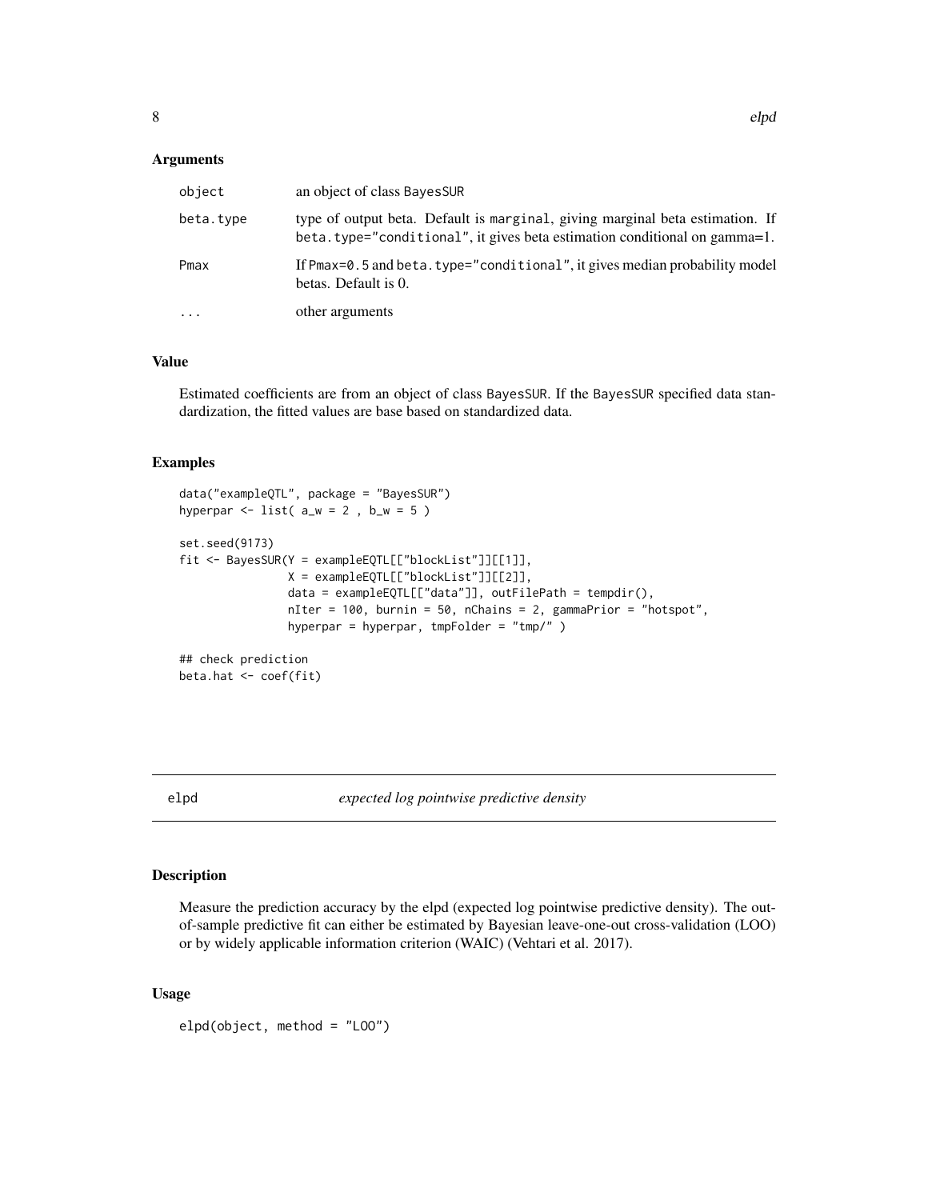## Arguments

| | |
|---|---|
| object | an object of class BayesSUR |
| beta.type | type of output beta. Default is marginal, giving marginal beta estimation. If beta.type="conditional", it gives beta estimation conditional on gamma=1. |
| Pmax | If Pmax=0.5 and beta.type="conditional", it gives median probability model betas. Default is 0. |
| ... | other arguments |

## Value

Estimated coefficients are from an object of class BayesSUR. If the BayesSUR specified data standardization, the fitted values are base based on standardized data.

## Examples

```
data("exampleQTL", package = "BayesSUR")
hyperpar <- list( a_w = 2 , b_w = 5 )

set.seed(9173)
fit <- BayesSUR(Y = exampleEQTL[["blockList"]][[1]],
                X = exampleEQTL[["blockList"]][[2]],
                data = exampleEQTL[["data"]], outFilePath = tempdir(),
                nIter = 100, burnin = 50, nChains = 2, gammaPrior = "hotspot",
                hyperpar = hyperpar, tmpFolder = "tmp/" )

## check prediction
beta.hat <- coef(fit)
```

---

# elpd *expected log pointwise predictive density*

## Description

Measure the prediction accuracy by the elpd (expected log pointwise predictive density). The out-of-sample predictive fit can either be estimated by Bayesian leave-one-out cross-validation (LOO) or by widely applicable information criterion (WAIC) (Vehtari et al. 2017).

## Usage

```
elpd(object, method = "LOO")
```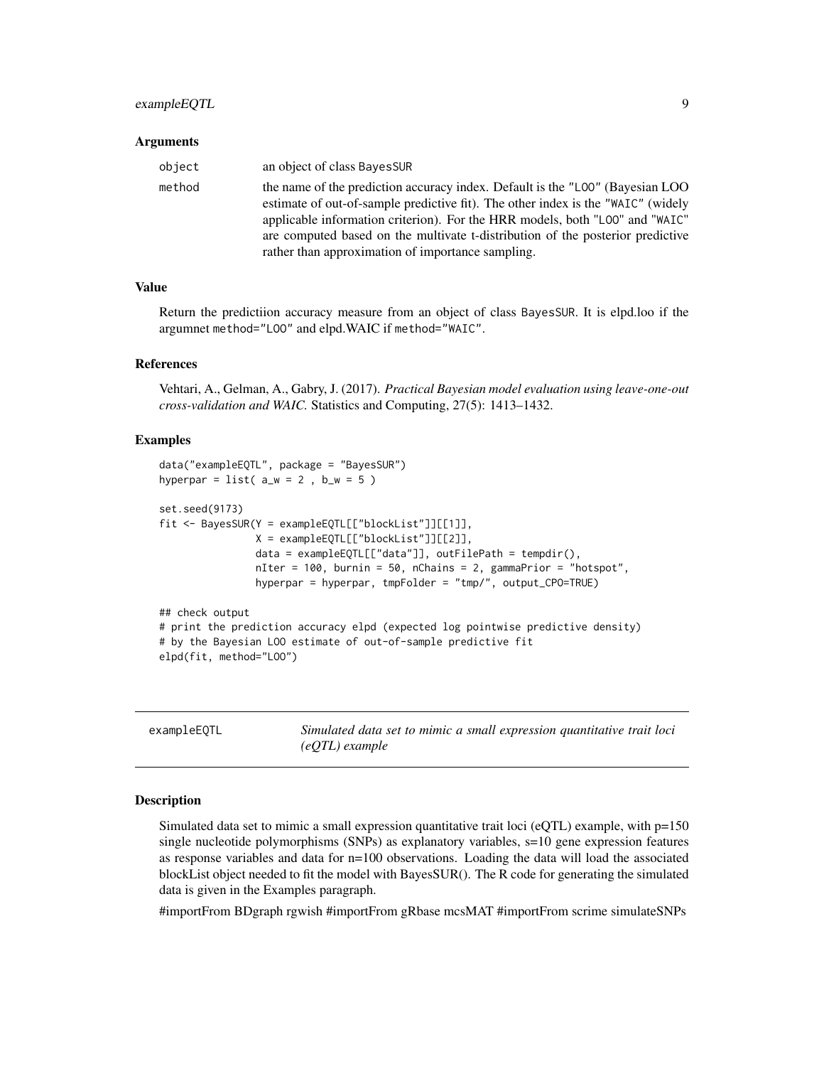### Arguments

| | |
|---|---|
| object | an object of class BayesSUR |
| method | the name of the prediction accuracy index. Default is the "LOO" (Bayesian LOO estimate of out-of-sample predictive fit). The other index is the "WAIC" (widely applicable information criterion). For the HRR models, both "LOO" and "WAIC" are computed based on the multivate t-distribution of the posterior predictive rather than approximation of importance sampling. |

### Value

Return the predictiion accuracy measure from an object of class BayesSUR. It is elpd.loo if the argumnet method="LOO" and elpd.WAIC if method="WAIC".

### References

Vehtari, A., Gelman, A., Gabry, J. (2017). *Practical Bayesian model evaluation using leave-one-out cross-validation and WAIC.* Statistics and Computing, 27(5): 1413–1432.

### Examples

```
data("exampleEQTL", package = "BayesSUR")
hyperpar = list( a_w = 2 , b_w = 5 )

set.seed(9173)
fit <- BayesSUR(Y = exampleEQTL[["blockList"]][[1]],
                X = exampleEQTL[["blockList"]][[2]],
                data = exampleEQTL[["data"]], outFilePath = tempdir(),
                nIter = 100, burnin = 50, nChains = 2, gammaPrior = "hotspot",
                hyperpar = hyperpar, tmpFolder = "tmp/", output_CPO=TRUE)

## check output
# print the prediction accuracy elpd (expected log pointwise predictive density)
# by the Bayesian LOO estimate of out-of-sample predictive fit
elpd(fit, method="LOO")
```

---

## exampleEQTL — *Simulated data set to mimic a small expression quantitative trait loci (eQTL) example*

---

### Description

Simulated data set to mimic a small expression quantitative trait loci (eQTL) example, with p=150 single nucleotide polymorphisms (SNPs) as explanatory variables, s=10 gene expression features as response variables and data for n=100 observations. Loading the data will load the associated blockList object needed to fit the model with BayesSUR(). The R code for generating the simulated data is given in the Examples paragraph.

#importFrom BDgraph rgwish #importFrom gRbase mcsMAT #importFrom scrime simulateSNPs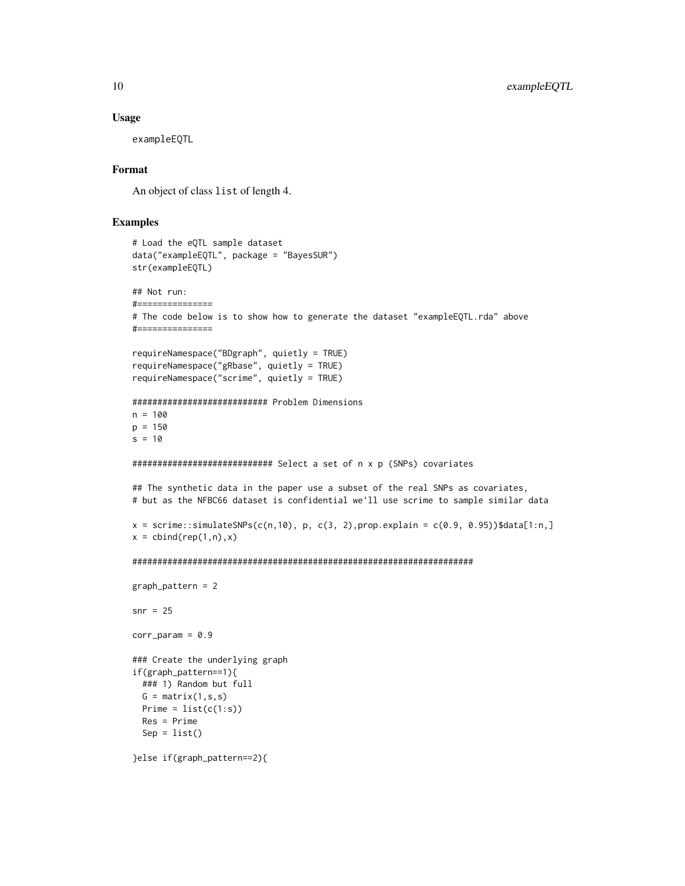## Usage

```
exampleEQTL
```

## Format

An object of class `list` of length 4.

## Examples

```
# Load the eQTL sample dataset
data("exampleEQTL", package = "BayesSUR")
str(exampleEQTL)

## Not run:
#===============
# The code below is to show how to generate the dataset "exampleEQTL.rda" above
#===============

requireNamespace("BDgraph", quietly = TRUE)
requireNamespace("gRbase", quietly = TRUE)
requireNamespace("scrime", quietly = TRUE)

########################### Problem Dimensions
n = 100
p = 150
s = 10

############################ Select a set of n x p (SNPs) covariates

## The synthetic data in the paper use a subset of the real SNPs as covariates,
# but as the NFBC66 dataset is confidential we'll use scrime to sample similar data

x = scrime::simulateSNPs(c(n,10), p, c(3, 2),prop.explain = c(0.9, 0.95))$data[1:n,]
x = cbind(rep(1,n),x)

####################################################################

graph_pattern = 2

snr = 25

corr_param = 0.9

### Create the underlying graph
if(graph_pattern==1){
  ### 1) Random but full
  G = matrix(1,s,s)
  Prime = list(c(1:s))
  Res = Prime
  Sep = list()

}else if(graph_pattern==2){
```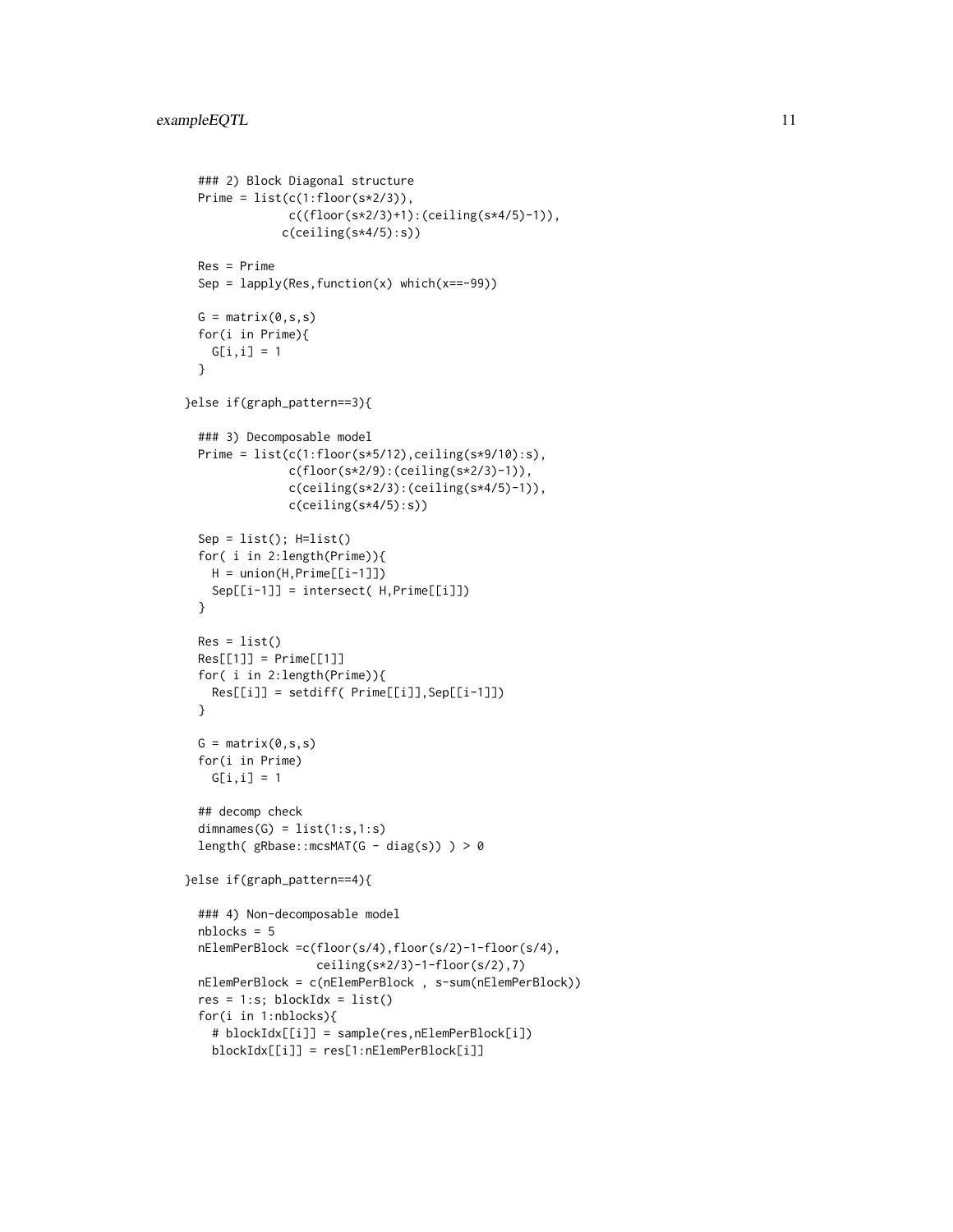```
    ### 2) Block Diagonal structure
    Prime = list(c(1:floor(s*2/3)),
                 c((floor(s*2/3)+1):(ceiling(s*4/5)-1)),
                c(ceiling(s*4/5):s))

    Res = Prime
    Sep = lapply(Res,function(x) which(x==-99))

    G = matrix(0,s,s)
    for(i in Prime){
      G[i,i] = 1
    }

  }else if(graph_pattern==3){

    ### 3) Decomposable model
    Prime = list(c(1:floor(s*5/12),ceiling(s*9/10):s),
                 c(floor(s*2/9):(ceiling(s*2/3)-1)),
                 c(ceiling(s*2/3):(ceiling(s*4/5)-1)),
                 c(ceiling(s*4/5):s))

    Sep = list(); H=list()
    for( i in 2:length(Prime)){
      H = union(H,Prime[[i-1]])
      Sep[[i-1]] = intersect( H,Prime[[i]])
    }

    Res = list()
    Res[[1]] = Prime[[1]]
    for( i in 2:length(Prime)){
      Res[[i]] = setdiff( Prime[[i]],Sep[[i-1]])
    }

    G = matrix(0,s,s)
    for(i in Prime)
      G[i,i] = 1

    ## decomp check
    dimnames(G) = list(1:s,1:s)
    length( gRbase::mcsMAT(G - diag(s)) ) > 0

  }else if(graph_pattern==4){

    ### 4) Non-decomposable model
    nblocks = 5
    nElemPerBlock =c(floor(s/4),floor(s/2)-1-floor(s/4),
                     ceiling(s*2/3)-1-floor(s/2),7)
    nElemPerBlock = c(nElemPerBlock , s-sum(nElemPerBlock))
    res = 1:s; blockIdx = list()
    for(i in 1:nblocks){
      # blockIdx[[i]] = sample(res,nElemPerBlock[i])
      blockIdx[[i]] = res[1:nElemPerBlock[i]]
```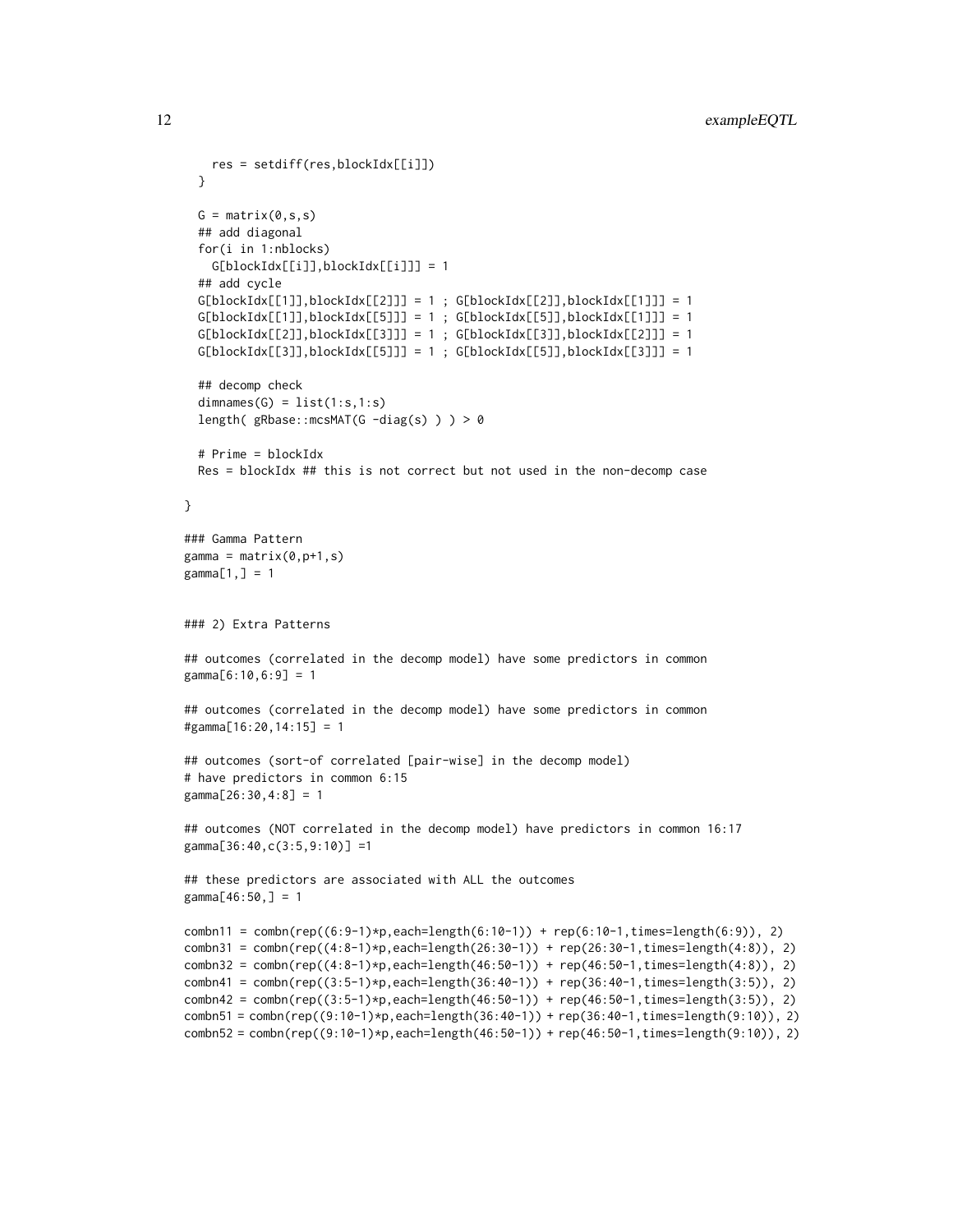```
    res = setdiff(res,blockIdx[[i]])
  }

  G = matrix(0,s,s)
  ## add diagonal
  for(i in 1:nblocks)
    G[blockIdx[[i]],blockIdx[[i]]] = 1
  ## add cycle
  G[blockIdx[[1]],blockIdx[[2]]] = 1 ; G[blockIdx[[2]],blockIdx[[1]]] = 1
  G[blockIdx[[1]],blockIdx[[5]]] = 1 ; G[blockIdx[[5]],blockIdx[[1]]] = 1
  G[blockIdx[[2]],blockIdx[[3]]] = 1 ; G[blockIdx[[3]],blockIdx[[2]]] = 1
  G[blockIdx[[3]],blockIdx[[5]]] = 1 ; G[blockIdx[[5]],blockIdx[[3]]] = 1

  ## decomp check
  dimnames(G) = list(1:s,1:s)
  length( gRbase::mcsMAT(G -diag(s) ) ) > 0

  # Prime = blockIdx
  Res = blockIdx ## this is not correct but not used in the non-decomp case

}

### Gamma Pattern
gamma = matrix(0,p+1,s)
gamma[1,] = 1


### 2) Extra Patterns

## outcomes (correlated in the decomp model) have some predictors in common
gamma[6:10,6:9] = 1

## outcomes (correlated in the decomp model) have some predictors in common
#gamma[16:20,14:15] = 1

## outcomes (sort-of correlated [pair-wise] in the decomp model)
# have predictors in common 6:15
gamma[26:30,4:8] = 1

## outcomes (NOT correlated in the decomp model) have predictors in common 16:17
gamma[36:40,c(3:5,9:10)] =1

## these predictors are associated with ALL the outcomes
gamma[46:50,] = 1

combn11 = combn(rep((6:9-1)*p,each=length(6:10-1)) + rep(6:10-1,times=length(6:9)), 2)
combn31 = combn(rep((4:8-1)*p,each=length(26:30-1)) + rep(26:30-1,times=length(4:8)), 2)
combn32 = combn(rep((4:8-1)*p,each=length(46:50-1)) + rep(46:50-1,times=length(4:8)), 2)
combn41 = combn(rep((3:5-1)*p,each=length(36:40-1)) + rep(36:40-1,times=length(3:5)), 2)
combn42 = combn(rep((3:5-1)*p,each=length(46:50-1)) + rep(46:50-1,times=length(3:5)), 2)
combn51 = combn(rep((9:10-1)*p,each=length(36:40-1)) + rep(36:40-1,times=length(9:10)), 2)
combn52 = combn(rep((9:10-1)*p,each=length(46:50-1)) + rep(46:50-1,times=length(9:10)), 2)
```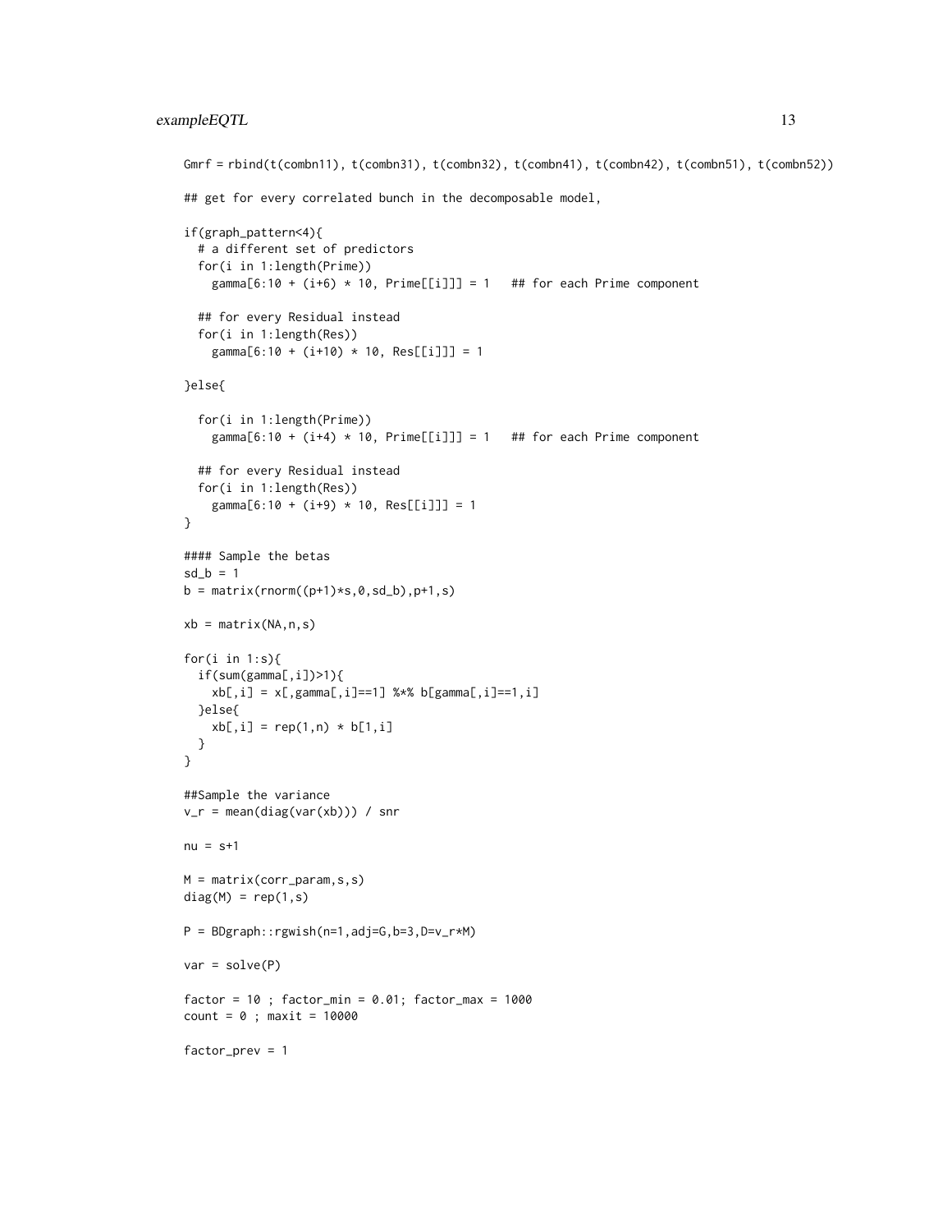```
Gmrf = rbind(t(combn11), t(combn31), t(combn32), t(combn41), t(combn42), t(combn51), t(combn52))

## get for every correlated bunch in the decomposable model,

if(graph_pattern<4){
  # a different set of predictors
  for(i in 1:length(Prime))
    gamma[6:10 + (i+6) * 10, Prime[[i]]] = 1   ## for each Prime component

  ## for every Residual instead
  for(i in 1:length(Res))
    gamma[6:10 + (i+10) * 10, Res[[i]]] = 1

}else{

  for(i in 1:length(Prime))
    gamma[6:10 + (i+4) * 10, Prime[[i]]] = 1   ## for each Prime component

  ## for every Residual instead
  for(i in 1:length(Res))
    gamma[6:10 + (i+9) * 10, Res[[i]]] = 1
}

#### Sample the betas
sd_b = 1
b = matrix(rnorm((p+1)*s,0,sd_b),p+1,s)

xb = matrix(NA,n,s)

for(i in 1:s){
  if(sum(gamma[,i])>1){
    xb[,i] = x[,gamma[,i]==1] %*% b[gamma[,i]==1,i]
  }else{
    xb[,i] = rep(1,n) * b[1,i]
  }
}

##Sample the variance
v_r = mean(diag(var(xb))) / snr

nu = s+1

M = matrix(corr_param,s,s)
diag(M) = rep(1,s)

P = BDgraph::rgwish(n=1,adj=G,b=3,D=v_r*M)

var = solve(P)

factor = 10 ; factor_min = 0.01; factor_max = 1000
count = 0 ; maxit = 10000

factor_prev = 1
```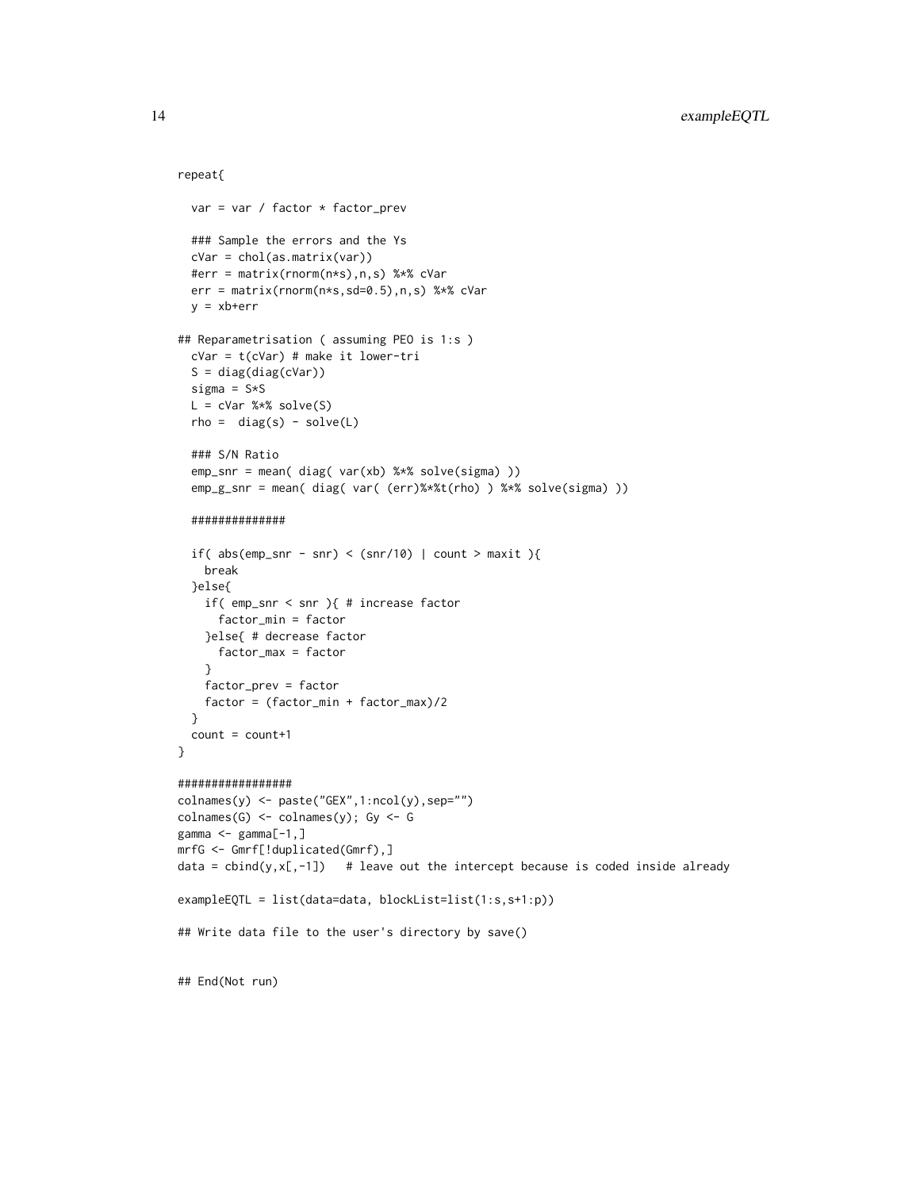```
repeat{

  var = var / factor * factor_prev

  ### Sample the errors and the Ys
  cVar = chol(as.matrix(var))
  #err = matrix(rnorm(n*s),n,s) %*% cVar
  err = matrix(rnorm(n*s,sd=0.5),n,s) %*% cVar
  y = xb+err

## Reparametrisation ( assuming PEO is 1:s )
  cVar = t(cVar) # make it lower-tri
  S = diag(diag(cVar))
  sigma = S*S
  L = cVar %*% solve(S)
  rho =  diag(s) - solve(L)

  ### S/N Ratio
  emp_snr = mean( diag( var(xb) %*% solve(sigma) ))
  emp_g_snr = mean( diag( var( (err)%*%t(rho) ) %*% solve(sigma) ))

  ##############

  if( abs(emp_snr - snr) < (snr/10) | count > maxit ){
    break
  }else{
    if( emp_snr < snr ){ # increase factor
      factor_min = factor
    }else{ # decrease factor
      factor_max = factor
    }
    factor_prev = factor
    factor = (factor_min + factor_max)/2
  }
  count = count+1
}

#################
colnames(y) <- paste("GEX",1:ncol(y),sep="")
colnames(G) <- colnames(y); Gy <- G
gamma <- gamma[-1,]
mrfG <- Gmrf[!duplicated(Gmrf),]
data = cbind(y,x[,-1])   # leave out the intercept because is coded inside already

exampleEQTL = list(data=data, blockList=list(1:s,s+1:p))

## Write data file to the user's directory by save()


## End(Not run)
```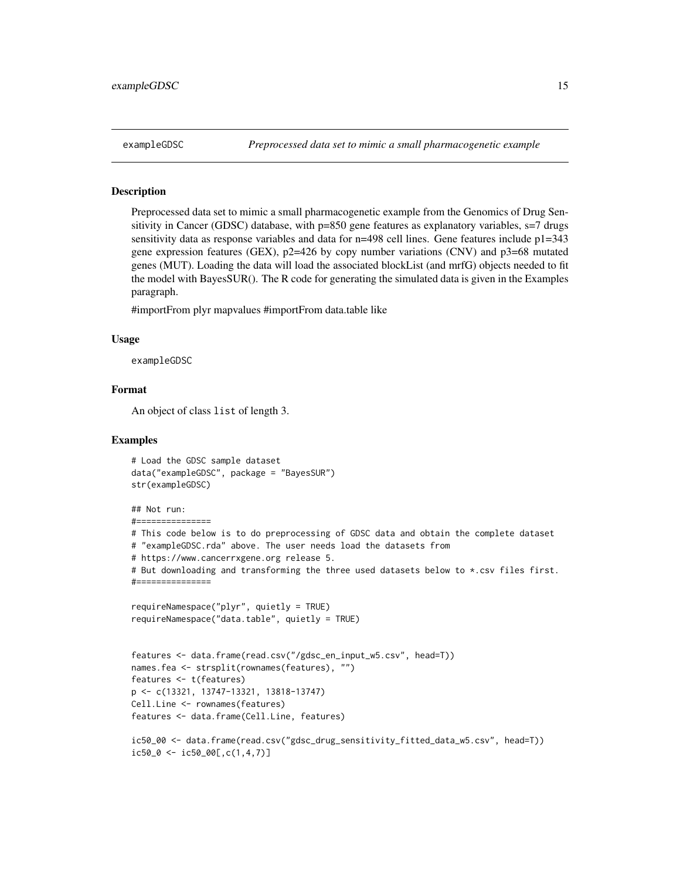exampleGDSC *Preprocessed data set to mimic a small pharmacogenetic example*

### Description

Preprocessed data set to mimic a small pharmacogenetic example from the Genomics of Drug Sensitivity in Cancer (GDSC) database, with p=850 gene features as explanatory variables, s=7 drugs sensitivity data as response variables and data for n=498 cell lines. Gene features include p1=343 gene expression features (GEX), p2=426 by copy number variations (CNV) and p3=68 mutated genes (MUT). Loading the data will load the associated blockList (and mrfG) objects needed to fit the model with BayesSUR(). The R code for generating the simulated data is given in the Examples paragraph.

#importFrom plyr mapvalues #importFrom data.table like

### Usage

```
exampleGDSC
```

### Format

An object of class `list` of length 3.

### Examples

```
# Load the GDSC sample dataset
data("exampleGDSC", package = "BayesSUR")
str(exampleGDSC)

## Not run:
#===============
# This code below is to do preprocessing of GDSC data and obtain the complete dataset
# "exampleGDSC.rda" above. The user needs load the datasets from
# https://www.cancerrxgene.org release 5.
# But downloading and transforming the three used datasets below to *.csv files first.
#===============

requireNamespace("plyr", quietly = TRUE)
requireNamespace("data.table", quietly = TRUE)


features <- data.frame(read.csv("/gdsc_en_input_w5.csv", head=T))
names.fea <- strsplit(rownames(features), "")
features <- t(features)
p <- c(13321, 13747-13321, 13818-13747)
Cell.Line <- rownames(features)
features <- data.frame(Cell.Line, features)

ic50_00 <- data.frame(read.csv("gdsc_drug_sensitivity_fitted_data_w5.csv", head=T))
ic50_0 <- ic50_00[,c(1,4,7)]
```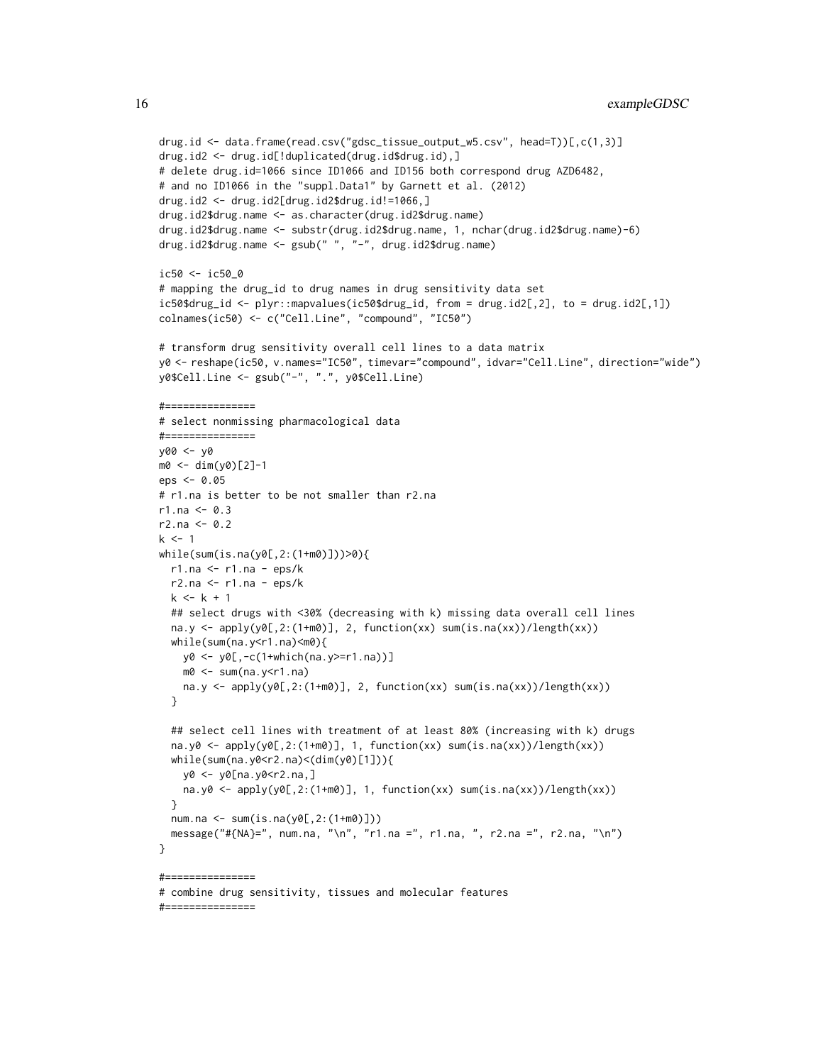```
drug.id <- data.frame(read.csv("gdsc_tissue_output_w5.csv", head=T))[,c(1,3)]
drug.id2 <- drug.id[!duplicated(drug.id$drug.id),]
# delete drug.id=1066 since ID1066 and ID156 both correspond drug AZD6482,
# and no ID1066 in the "suppl.Data1" by Garnett et al. (2012)
drug.id2 <- drug.id2[drug.id2$drug.id!=1066,]
drug.id2$drug.name <- as.character(drug.id2$drug.name)
drug.id2$drug.name <- substr(drug.id2$drug.name, 1, nchar(drug.id2$drug.name)-6)
drug.id2$drug.name <- gsub(" ", "-", drug.id2$drug.name)

ic50 <- ic50_0
# mapping the drug_id to drug names in drug sensitivity data set
ic50$drug_id <- plyr::mapvalues(ic50$drug_id, from = drug.id2[,2], to = drug.id2[,1])
colnames(ic50) <- c("Cell.Line", "compound", "IC50")

# transform drug sensitivity overall cell lines to a data matrix
y0 <- reshape(ic50, v.names="IC50", timevar="compound", idvar="Cell.Line", direction="wide")
y0$Cell.Line <- gsub("-", ".", y0$Cell.Line)

#===============
# select nonmissing pharmacological data
#===============
y00 <- y0
m0 <- dim(y0)[2]-1
eps <- 0.05
# r1.na is better to be not smaller than r2.na
r1.na <- 0.3
r2.na <- 0.2
k <- 1
while(sum(is.na(y0[,2:(1+m0)]))>0){
  r1.na <- r1.na - eps/k
  r2.na <- r1.na - eps/k
  k <- k + 1
  ## select drugs with <30% (decreasing with k) missing data overall cell lines
  na.y <- apply(y0[,2:(1+m0)], 2, function(xx) sum(is.na(xx))/length(xx))
  while(sum(na.y<r1.na)<m0){
    y0 <- y0[,-c(1+which(na.y>=r1.na))]
    m0 <- sum(na.y<r1.na)
    na.y <- apply(y0[,2:(1+m0)], 2, function(xx) sum(is.na(xx))/length(xx))
  }

  ## select cell lines with treatment of at least 80% (increasing with k) drugs
  na.y0 <- apply(y0[,2:(1+m0)], 1, function(xx) sum(is.na(xx))/length(xx))
  while(sum(na.y0<r2.na)<(dim(y0)[1])){
    y0 <- y0[na.y0<r2.na,]
    na.y0 <- apply(y0[,2:(1+m0)], 1, function(xx) sum(is.na(xx))/length(xx))
  }
  num.na <- sum(is.na(y0[,2:(1+m0)]))
  message("#{NA}=", num.na, "\n", "r1.na =", r1.na, ", r2.na =", r2.na, "\n")
}

#===============
# combine drug sensitivity, tissues and molecular features
#===============
```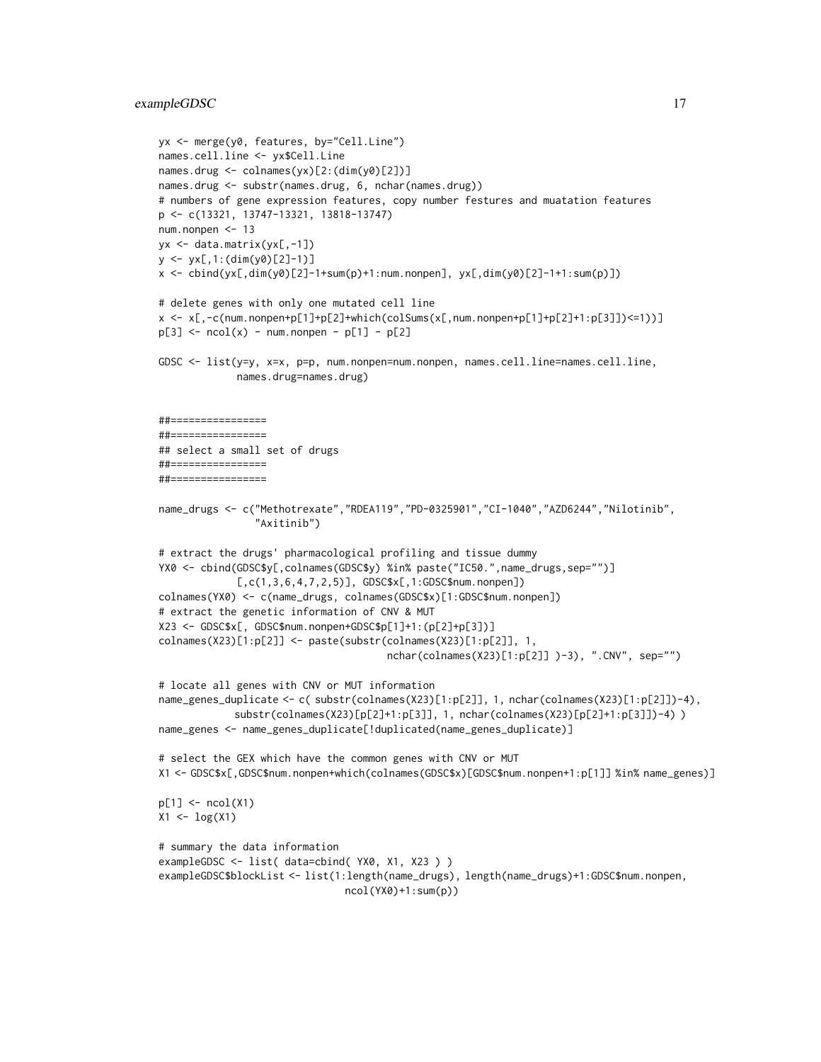```
yx <- merge(y0, features, by="Cell.Line")
names.cell.line <- yx$Cell.Line
names.drug <- colnames(yx)[2:(dim(y0)[2])]
names.drug <- substr(names.drug, 6, nchar(names.drug))
# numbers of gene expression features, copy number festures and muatation features
p <- c(13321, 13747-13321, 13818-13747)
num.nonpen <- 13
yx <- data.matrix(yx[,-1])
y <- yx[,1:(dim(y0)[2]-1)]
x <- cbind(yx[,dim(y0)[2]-1+sum(p)+1:num.nonpen], yx[,dim(y0)[2]-1+1:sum(p)])

# delete genes with only one mutated cell line
x <- x[,-c(num.nonpen+p[1]+p[2]+which(colSums(x[,num.nonpen+p[1]+p[2]+1:p[3]])<=1))]
p[3] <- ncol(x) - num.nonpen - p[1] - p[2]

GDSC <- list(y=y, x=x, p=p, num.nonpen=num.nonpen, names.cell.line=names.cell.line,
             names.drug=names.drug)


##================
##================
## select a small set of drugs
##================
##================

name_drugs <- c("Methotrexate","RDEA119","PD-0325901","CI-1040","AZD6244","Nilotinib",
                "Axitinib")

# extract the drugs' pharmacological profiling and tissue dummy
YX0 <- cbind(GDSC$y[,colnames(GDSC$y) %in% paste("IC50.",name_drugs,sep="")]
             [,c(1,3,6,4,7,2,5)], GDSC$x[,1:GDSC$num.nonpen])
colnames(YX0) <- c(name_drugs, colnames(GDSC$x)[1:GDSC$num.nonpen])
# extract the genetic information of CNV & MUT
X23 <- GDSC$x[, GDSC$num.nonpen+GDSC$p[1]+1:(p[2]+p[3])]
colnames(X23)[1:p[2]] <- paste(substr(colnames(X23)[1:p[2]], 1,
                                      nchar(colnames(X23)[1:p[2]] )-3), ".CNV", sep="")

# locate all genes with CNV or MUT information
name_genes_duplicate <- c( substr(colnames(X23)[1:p[2]], 1, nchar(colnames(X23)[1:p[2]])-4),
            substr(colnames(X23)[p[2]+1:p[3]], 1, nchar(colnames(X23)[p[2]+1:p[3]])-4) )
name_genes <- name_genes_duplicate[!duplicated(name_genes_duplicate)]

# select the GEX which have the common genes with CNV or MUT
X1 <- GDSC$x[,GDSC$num.nonpen+which(colnames(GDSC$x)[GDSC$num.nonpen+1:p[1]] %in% name_genes)]

p[1] <- ncol(X1)
X1 <- log(X1)

# summary the data information
exampleGDSC <- list( data=cbind( YX0, X1, X23 ) )
exampleGDSC$blockList <- list(1:length(name_drugs), length(name_drugs)+1:GDSC$num.nonpen,
                              ncol(YX0)+1:sum(p))
```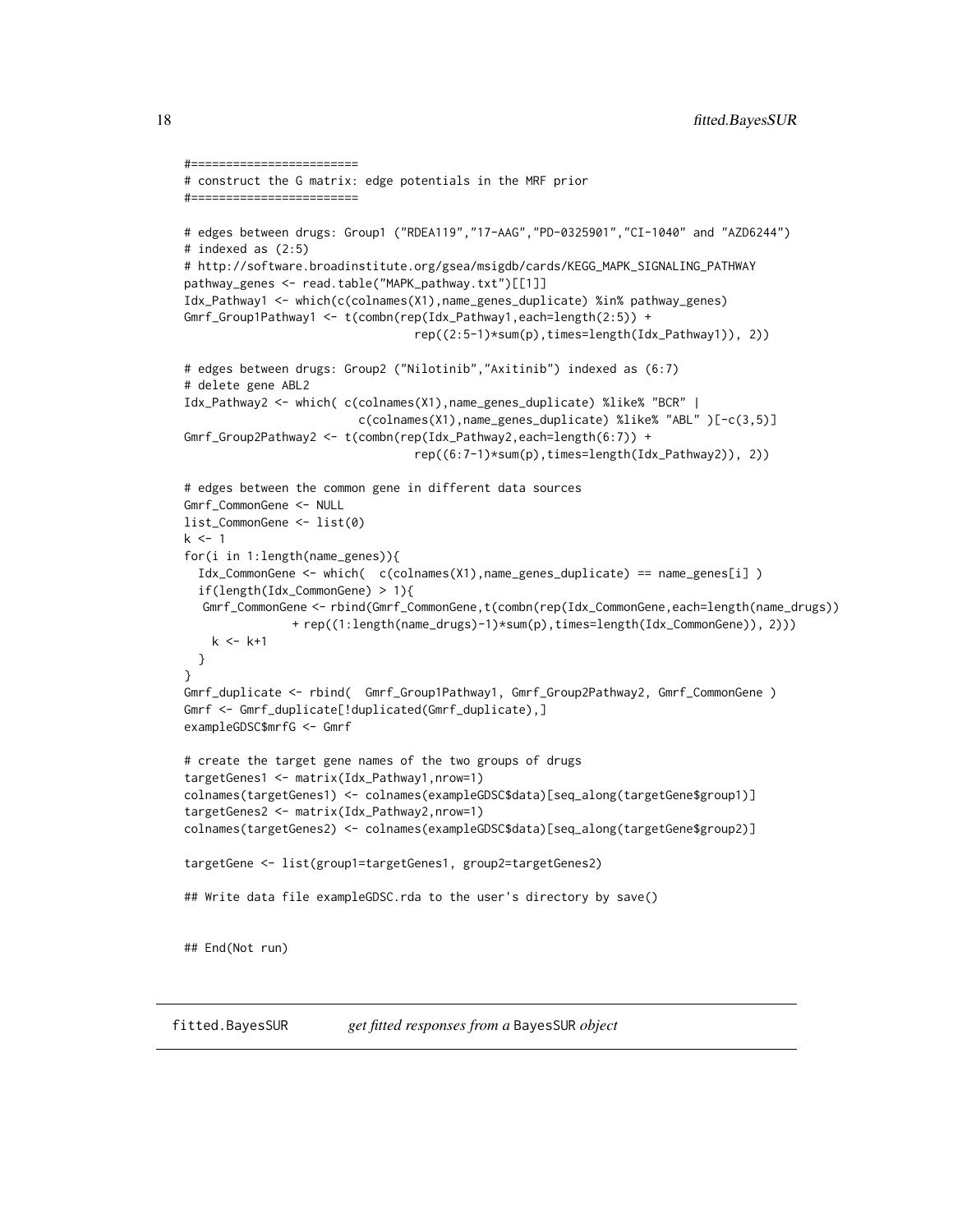```
#========================
# construct the G matrix: edge potentials in the MRF prior
#========================

# edges between drugs: Group1 ("RDEA119","17-AAG","PD-0325901","CI-1040" and "AZD6244")
# indexed as (2:5)
# http://software.broadinstitute.org/gsea/msigdb/cards/KEGG_MAPK_SIGNALING_PATHWAY
pathway_genes <- read.table("MAPK_pathway.txt")[[1]]
Idx_Pathway1 <- which(c(colnames(X1),name_genes_duplicate) %in% pathway_genes)
Gmrf_Group1Pathway1 <- t(combn(rep(Idx_Pathway1,each=length(2:5)) +
                                rep((2:5-1)*sum(p),times=length(Idx_Pathway1)), 2))

# edges between drugs: Group2 ("Nilotinib","Axitinib") indexed as (6:7)
# delete gene ABL2
Idx_Pathway2 <- which( c(colnames(X1),name_genes_duplicate) %like% "BCR" |
                        c(colnames(X1),name_genes_duplicate) %like% "ABL" )[-c(3,5)]
Gmrf_Group2Pathway2 <- t(combn(rep(Idx_Pathway2,each=length(6:7)) +
                                rep((6:7-1)*sum(p),times=length(Idx_Pathway2)), 2))

# edges between the common gene in different data sources
Gmrf_CommonGene <- NULL
list_CommonGene <- list(0)
k <- 1
for(i in 1:length(name_genes)){
  Idx_CommonGene <- which(  c(colnames(X1),name_genes_duplicate) == name_genes[i] )
  if(length(Idx_CommonGene) > 1){
   Gmrf_CommonGene <- rbind(Gmrf_CommonGene,t(combn(rep(Idx_CommonGene,each=length(name_drugs))
               + rep((1:length(name_drugs)-1)*sum(p),times=length(Idx_CommonGene)), 2)))
    k <- k+1
  }
}
Gmrf_duplicate <- rbind(  Gmrf_Group1Pathway1, Gmrf_Group2Pathway2, Gmrf_CommonGene )
Gmrf <- Gmrf_duplicate[!duplicated(Gmrf_duplicate),]
exampleGDSC$mrfG <- Gmrf

# create the target gene names of the two groups of drugs
targetGenes1 <- matrix(Idx_Pathway1,nrow=1)
colnames(targetGenes1) <- colnames(exampleGDSC$data)[seq_along(targetGene$group1)]
targetGenes2 <- matrix(Idx_Pathway2,nrow=1)
colnames(targetGenes2) <- colnames(exampleGDSC$data)[seq_along(targetGene$group2)]

targetGene <- list(group1=targetGenes1, group2=targetGenes2)

## Write data file exampleGDSC.rda to the user's directory by save()


## End(Not run)
```

---

## fitted.BayesSUR &nbsp;&nbsp;&nbsp; *get fitted responses from a* BayesSUR *object*

---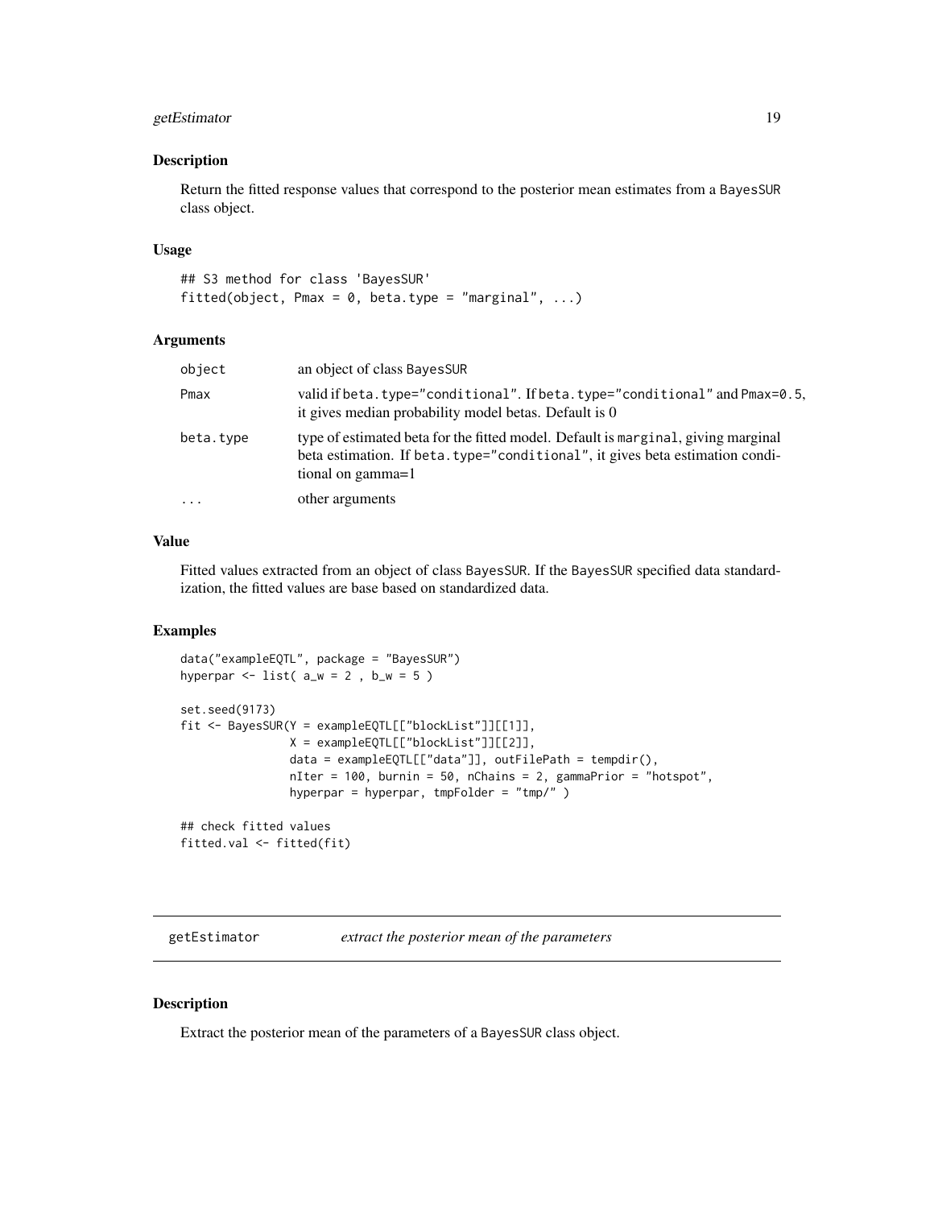## Description

Return the fitted response values that correspond to the posterior mean estimates from a BayesSUR class object.

## Usage

```
## S3 method for class 'BayesSUR'
fitted(object, Pmax = 0, beta.type = "marginal", ...)
```

## Arguments

| | |
|---|---|
| object | an object of class BayesSUR |
| Pmax | valid if beta.type="conditional". If beta.type="conditional" and Pmax=0.5, it gives median probability model betas. Default is 0 |
| beta.type | type of estimated beta for the fitted model. Default is marginal, giving marginal beta estimation. If beta.type="conditional", it gives beta estimation conditional on gamma=1 |
| ... | other arguments |

## Value

Fitted values extracted from an object of class BayesSUR. If the BayesSUR specified data standardization, the fitted values are base based on standardized data.

## Examples

```
data("exampleEQTL", package = "BayesSUR")
hyperpar <- list( a_w = 2 , b_w = 5 )

set.seed(9173)
fit <- BayesSUR(Y = exampleEQTL[["blockList"]][[1]],
                X = exampleEQTL[["blockList"]][[2]],
                data = exampleEQTL[["data"]], outFilePath = tempdir(),
                nIter = 100, burnin = 50, nChains = 2, gammaPrior = "hotspot",
                hyperpar = hyperpar, tmpFolder = "tmp/" )

## check fitted values
fitted.val <- fitted(fit)
```

---

# getEstimator *extract the posterior mean of the parameters*

## Description

Extract the posterior mean of the parameters of a BayesSUR class object.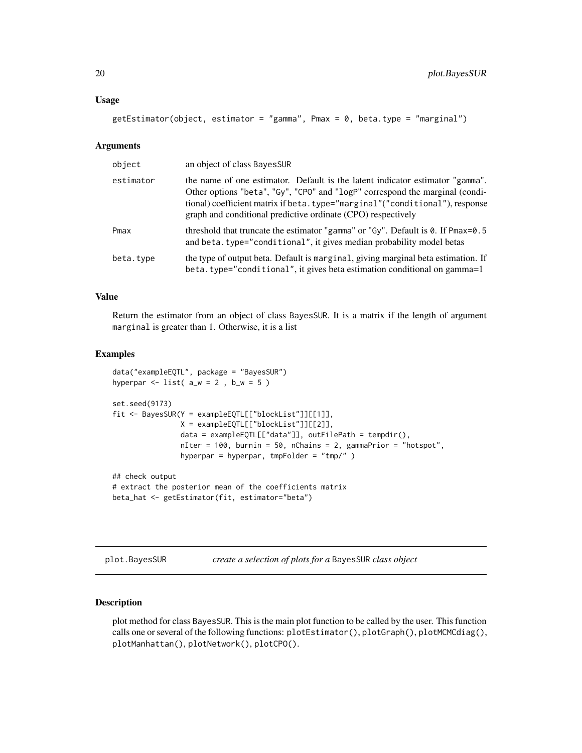### Usage

```
getEstimator(object, estimator = "gamma", Pmax = 0, beta.type = "marginal")
```

### Arguments

| | |
|---|---|
| object | an object of class BayesSUR |
| estimator | the name of one estimator. Default is the latent indicator estimator "gamma". Other options "beta", "Gy", "CPO" and "logP" correspond the marginal (conditional) coefficient matrix if beta.type="marginal"("conditional"), response graph and conditional predictive ordinate (CPO) respectively |
| Pmax | threshold that truncate the estimator "gamma" or "Gy". Default is 0. If Pmax=0.5 and beta.type="conditional", it gives median probability model betas |
| beta.type | the type of output beta. Default is marginal, giving marginal beta estimation. If beta.type="conditional", it gives beta estimation conditional on gamma=1 |

### Value

Return the estimator from an object of class BayesSUR. It is a matrix if the length of argument marginal is greater than 1. Otherwise, it is a list

### Examples

```
data("exampleEQTL", package = "BayesSUR")
hyperpar <- list( a_w = 2 , b_w = 5 )

set.seed(9173)
fit <- BayesSUR(Y = exampleEQTL[["blockList"]][[1]],
                X = exampleEQTL[["blockList"]][[2]],
                data = exampleEQTL[["data"]], outFilePath = tempdir(),
                nIter = 100, burnin = 50, nChains = 2, gammaPrior = "hotspot",
                hyperpar = hyperpar, tmpFolder = "tmp/" )

## check output
# extract the posterior mean of the coefficients matrix
beta_hat <- getEstimator(fit, estimator="beta")
```

---

## plot.BayesSUR    *create a selection of plots for a BayesSUR class object*

### Description

plot method for class BayesSUR. This is the main plot function to be called by the user. This function calls one or several of the following functions: plotEstimator(), plotGraph(), plotMCMCdiag(), plotManhattan(), plotNetwork(), plotCPO().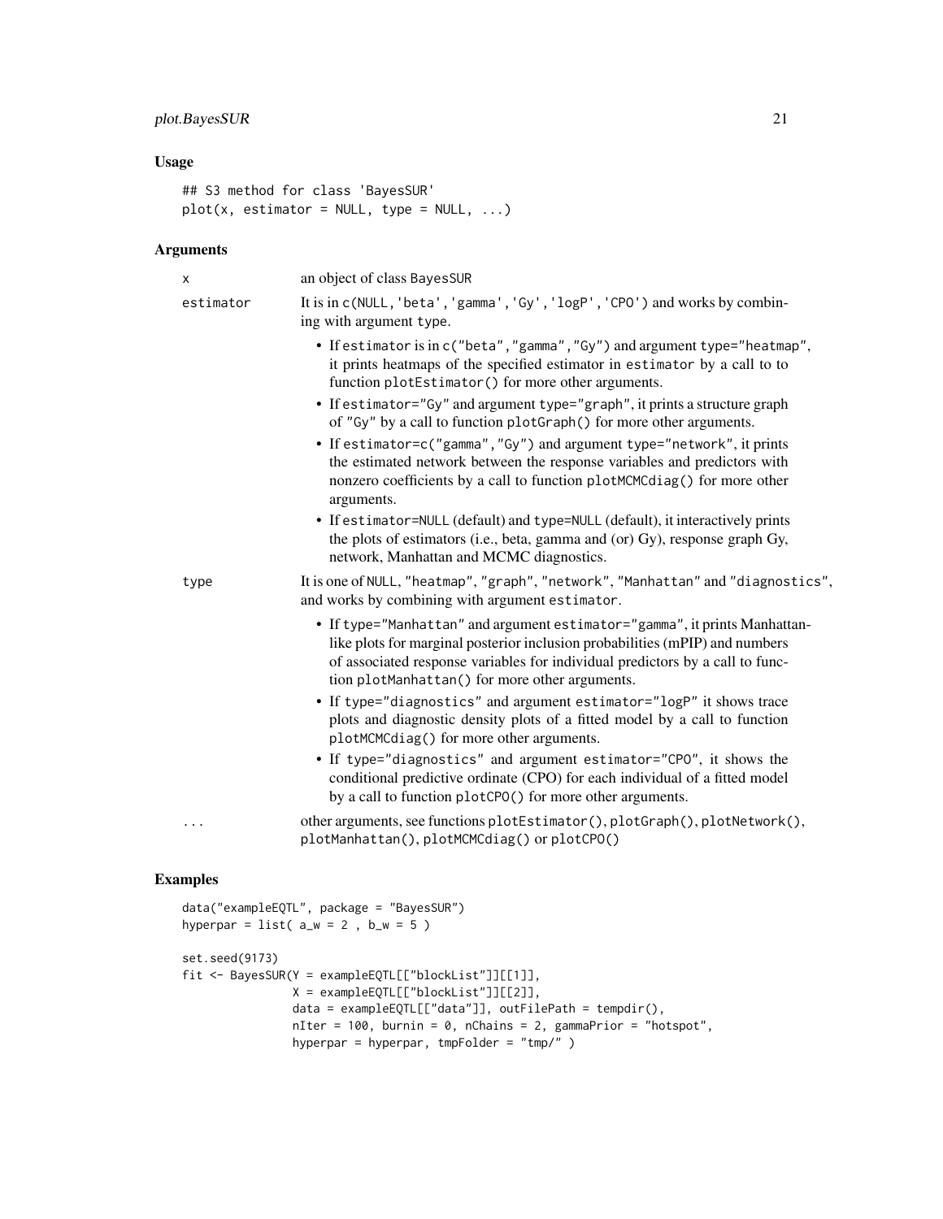## Usage

```
## S3 method for class 'BayesSUR'
plot(x, estimator = NULL, type = NULL, ...)
```

## Arguments

| | |
|---|---|
| x | an object of class BayesSUR |
| estimator | It is in c(NULL,'beta','gamma','Gy','logP','CPO') and works by combining with argument type.<br>• If estimator is in c("beta","gamma","Gy") and argument type="heatmap", it prints heatmaps of the specified estimator in estimator by a call to to function plotEstimator() for more other arguments.<br>• If estimator="Gy" and argument type="graph", it prints a structure graph of "Gy" by a call to function plotGraph() for more other arguments.<br>• If estimator=c("gamma","Gy") and argument type="network", it prints the estimated network between the response variables and predictors with nonzero coefficients by a call to function plotMCMCdiag() for more other arguments.<br>• If estimator=NULL (default) and type=NULL (default), it interactively prints the plots of estimators (i.e., beta, gamma and (or) Gy), response graph Gy, network, Manhattan and MCMC diagnostics. |
| type | It is one of NULL, "heatmap", "graph", "network", "Manhattan" and "diagnostics", and works by combining with argument estimator.<br>• If type="Manhattan" and argument estimator="gamma", it prints Manhattan-like plots for marginal posterior inclusion probabilities (mPIP) and numbers of associated response variables for individual predictors by a call to function plotManhattan() for more other arguments.<br>• If type="diagnostics" and argument estimator="logP" it shows trace plots and diagnostic density plots of a fitted model by a call to function plotMCMCdiag() for more other arguments.<br>• If type="diagnostics" and argument estimator="CPO", it shows the conditional predictive ordinate (CPO) for each individual of a fitted model by a call to function plotCPO() for more other arguments. |
| ... | other arguments, see functions plotEstimator(), plotGraph(), plotNetwork(), plotManhattan(), plotMCMCdiag() or plotCPO() |

## Examples

```
data("exampleEQTL", package = "BayesSUR")
hyperpar = list( a_w = 2 , b_w = 5 )

set.seed(9173)
fit <- BayesSUR(Y = exampleEQTL[["blockList"]][[1]],
                X = exampleEQTL[["blockList"]][[2]],
                data = exampleEQTL[["data"]], outFilePath = tempdir(),
                nIter = 100, burnin = 0, nChains = 2, gammaPrior = "hotspot",
                hyperpar = hyperpar, tmpFolder = "tmp/" )
```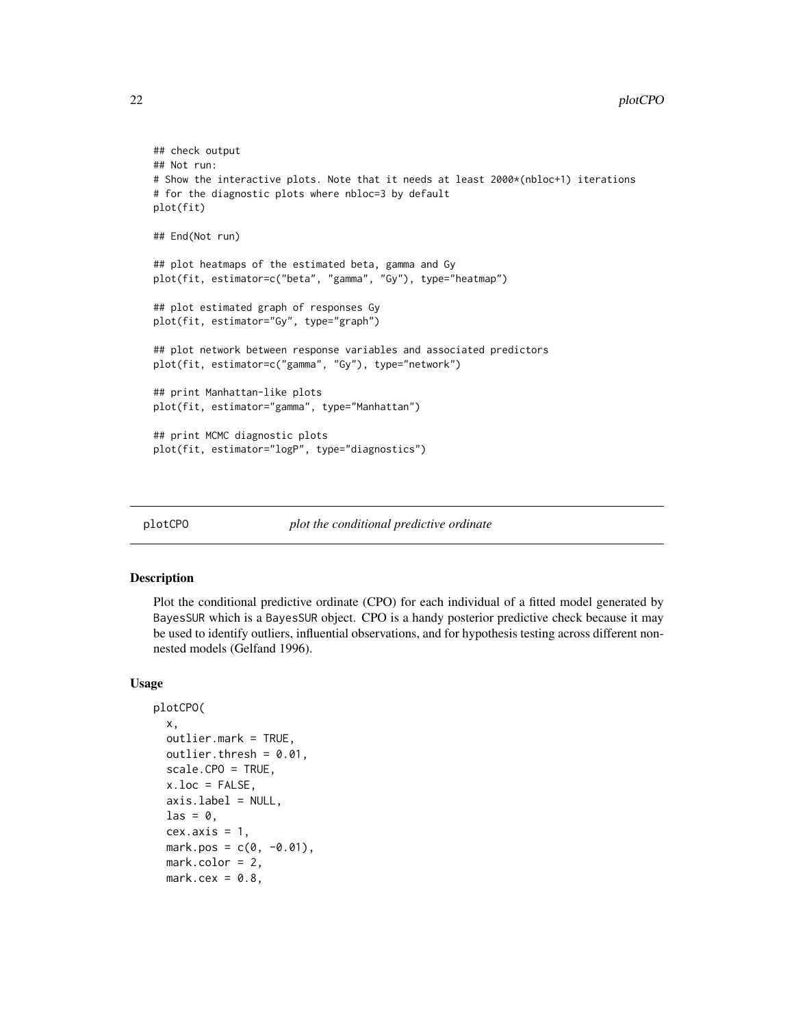```
## check output
## Not run:
# Show the interactive plots. Note that it needs at least 2000*(nbloc+1) iterations
# for the diagnostic plots where nbloc=3 by default
plot(fit)

## End(Not run)

## plot heatmaps of the estimated beta, gamma and Gy
plot(fit, estimator=c("beta", "gamma", "Gy"), type="heatmap")

## plot estimated graph of responses Gy
plot(fit, estimator="Gy", type="graph")

## plot network between response variables and associated predictors
plot(fit, estimator=c("gamma", "Gy"), type="network")

## print Manhattan-like plots
plot(fit, estimator="gamma", type="Manhattan")

## print MCMC diagnostic plots
plot(fit, estimator="logP", type="diagnostics")
```

---

## plotCPO *plot the conditional predictive ordinate*

---

### Description

Plot the conditional predictive ordinate (CPO) for each individual of a fitted model generated by BayesSUR which is a BayesSUR object. CPO is a handy posterior predictive check because it may be used to identify outliers, influential observations, and for hypothesis testing across different non-nested models (Gelfand 1996).

### Usage

```
plotCPO(
  x,
  outlier.mark = TRUE,
  outlier.thresh = 0.01,
  scale.CPO = TRUE,
  x.loc = FALSE,
  axis.label = NULL,
  las = 0,
  cex.axis = 1,
  mark.pos = c(0, -0.01),
  mark.color = 2,
  mark.cex = 0.8,
```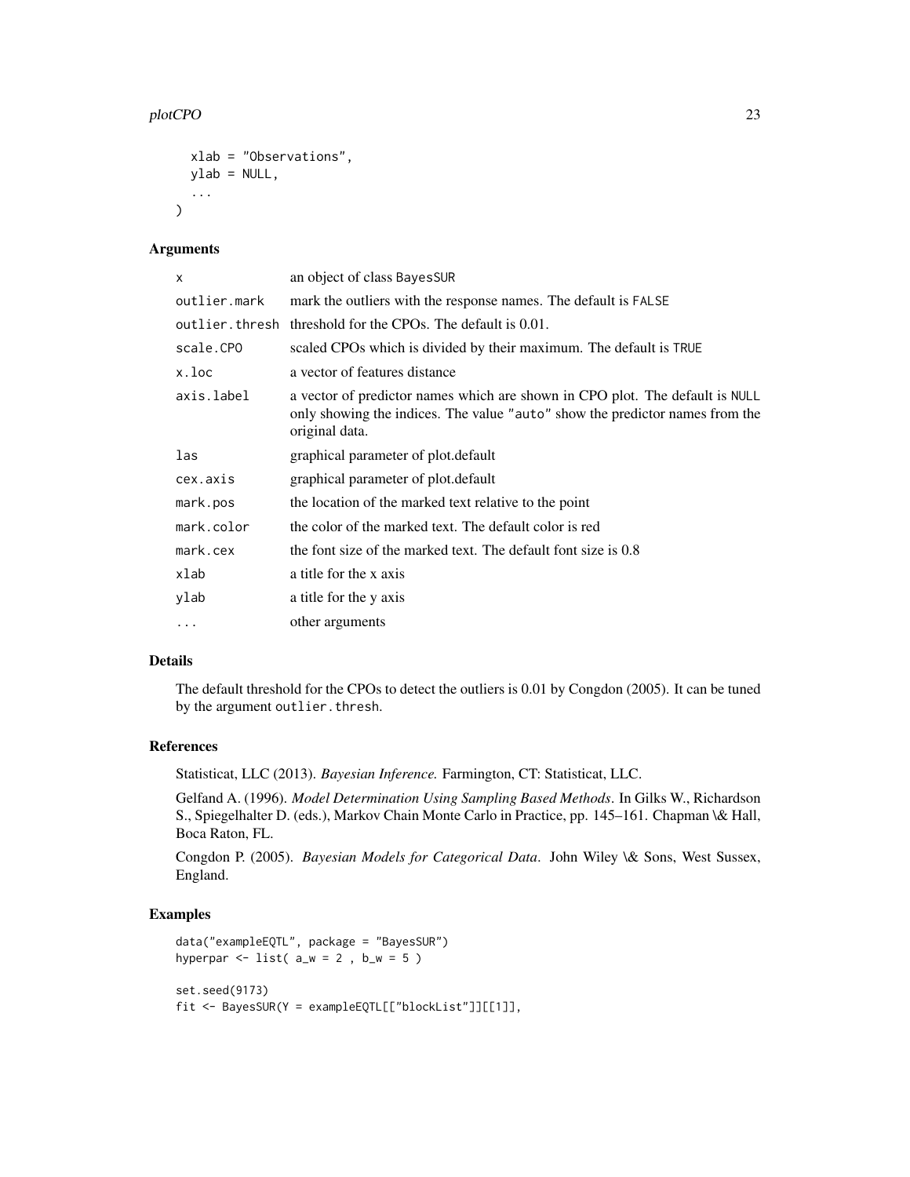```
  xlab = "Observations",
  ylab = NULL,
  ...
)
```

## Arguments

| | |
|---|---|
| x | an object of class BayesSUR |
| outlier.mark | mark the outliers with the response names. The default is FALSE |
| outlier.thresh | threshold for the CPOs. The default is 0.01. |
| scale.CPO | scaled CPOs which is divided by their maximum. The default is TRUE |
| x.loc | a vector of features distance |
| axis.label | a vector of predictor names which are shown in CPO plot. The default is NULL only showing the indices. The value "auto" show the predictor names from the original data. |
| las | graphical parameter of plot.default |
| cex.axis | graphical parameter of plot.default |
| mark.pos | the location of the marked text relative to the point |
| mark.color | the color of the marked text. The default color is red |
| mark.cex | the font size of the marked text. The default font size is 0.8 |
| xlab | a title for the x axis |
| ylab | a title for the y axis |
| ... | other arguments |

## Details

The default threshold for the CPOs to detect the outliers is 0.01 by Congdon (2005). It can be tuned by the argument outlier.thresh.

## References

Statisticat, LLC (2013). *Bayesian Inference.* Farmington, CT: Statisticat, LLC.

Gelfand A. (1996). *Model Determination Using Sampling Based Methods*. In Gilks W., Richardson S., Spiegelhalter D. (eds.), Markov Chain Monte Carlo in Practice, pp. 145–161. Chapman \& Hall, Boca Raton, FL.

Congdon P. (2005). *Bayesian Models for Categorical Data*. John Wiley \& Sons, West Sussex, England.

## Examples

```
data("exampleEQTL", package = "BayesSUR")
hyperpar <- list( a_w = 2 , b_w = 5 )

set.seed(9173)
fit <- BayesSUR(Y = exampleEQTL[["blockList"]][[1]],
```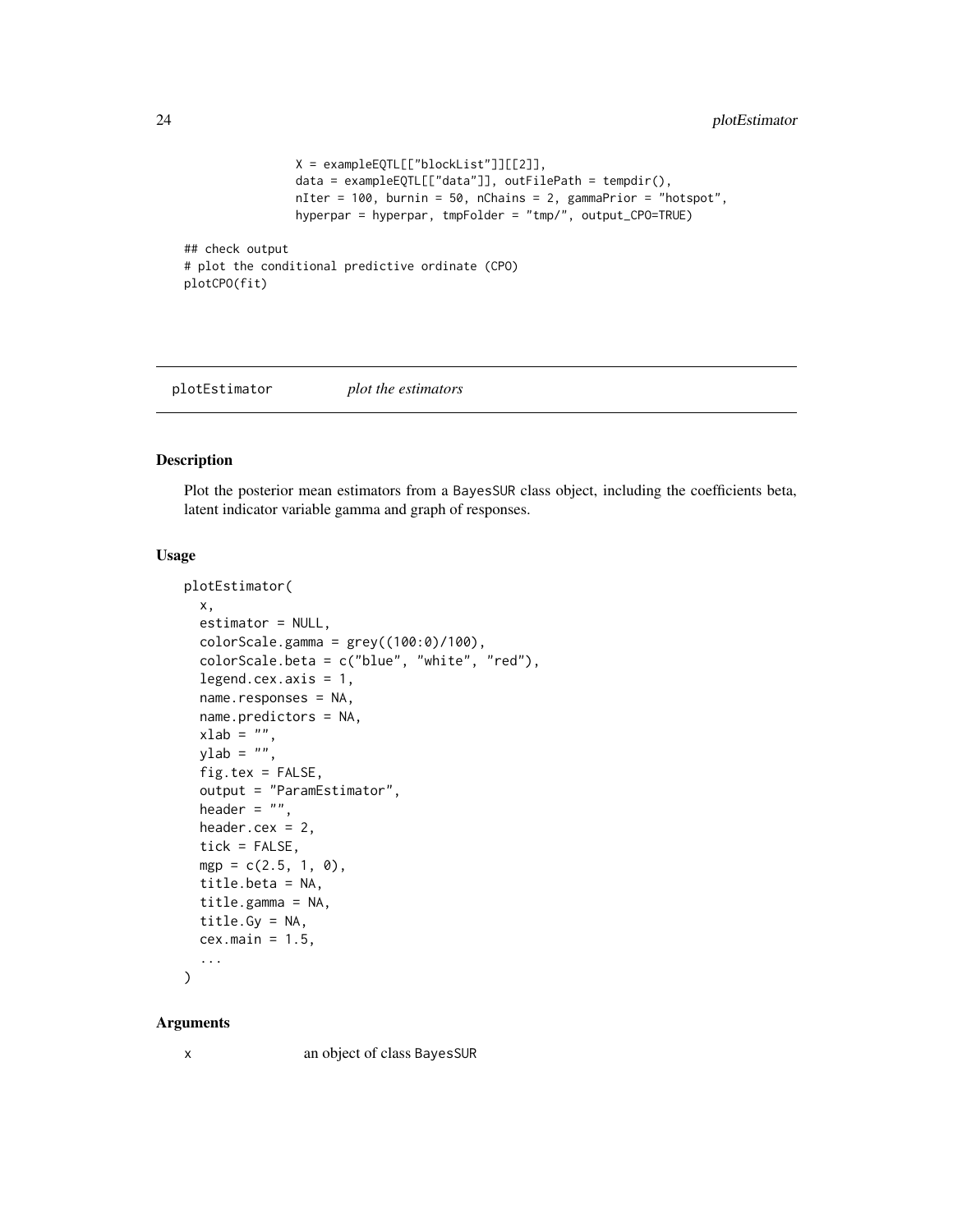```
               X = exampleEQTL[["blockList"]][[2]],
               data = exampleEQTL[["data"]], outFilePath = tempdir(),
               nIter = 100, burnin = 50, nChains = 2, gammaPrior = "hotspot",
               hyperpar = hyperpar, tmpFolder = "tmp/", output_CPO=TRUE)

## check output
# plot the conditional predictive ordinate (CPO)
plotCPO(fit)
```

## plotEstimator *plot the estimators*

### Description

Plot the posterior mean estimators from a BayesSUR class object, including the coefficients beta, latent indicator variable gamma and graph of responses.

### Usage

```
plotEstimator(
  x,
  estimator = NULL,
  colorScale.gamma = grey((100:0)/100),
  colorScale.beta = c("blue", "white", "red"),
  legend.cex.axis = 1,
  name.responses = NA,
  name.predictors = NA,
  xlab = "",
  ylab = "",
  fig.tex = FALSE,
  output = "ParamEstimator",
  header = "",
  header.cex = 2,
  tick = FALSE,
  mgp = c(2.5, 1, 0),
  title.beta = NA,
  title.gamma = NA,
  title.Gy = NA,
  cex.main = 1.5,
  ...
)
```

### Arguments

x an object of class BayesSUR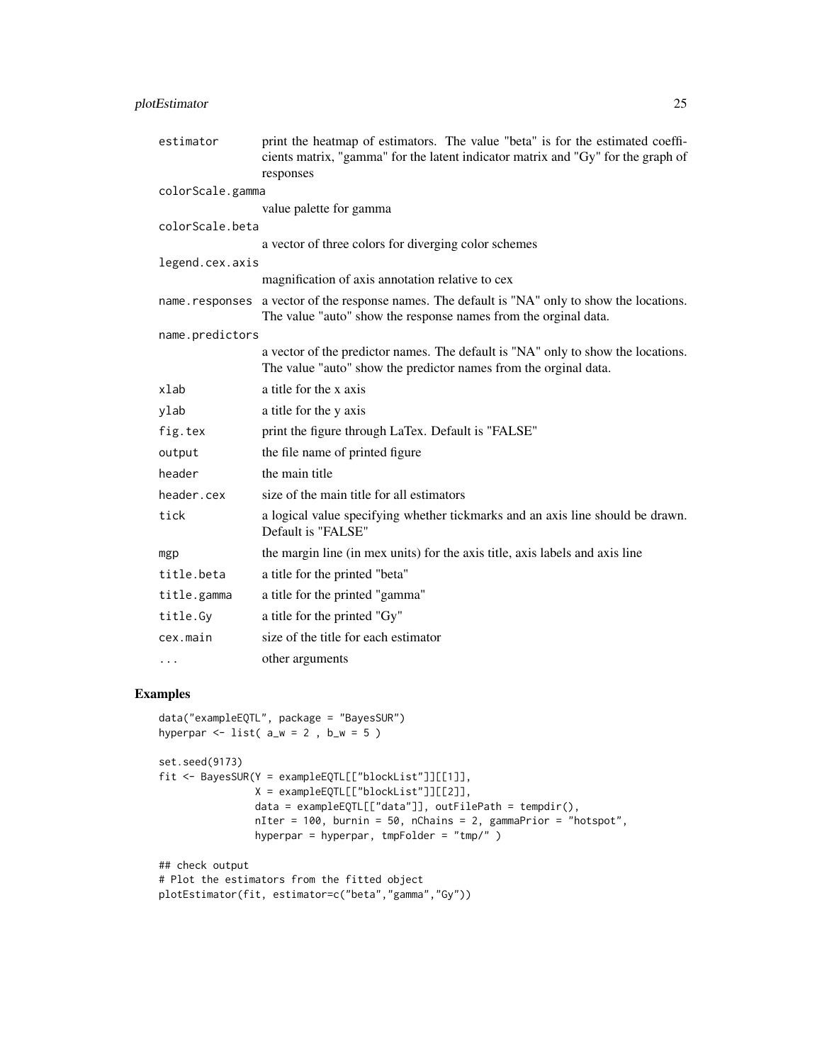| | |
|---|---|
| `estimator` | print the heatmap of estimators. The value "beta" is for the estimated coefficients matrix, "gamma" for the latent indicator matrix and "Gy" for the graph of responses |
| `colorScale.gamma` | value palette for gamma |
| `colorScale.beta` | a vector of three colors for diverging color schemes |
| `legend.cex.axis` | magnification of axis annotation relative to cex |
| `name.responses` | a vector of the response names. The default is "NA" only to show the locations. The value "auto" show the response names from the orginal data. |
| `name.predictors` | a vector of the predictor names. The default is "NA" only to show the locations. The value "auto" show the predictor names from the orginal data. |
| `xlab` | a title for the x axis |
| `ylab` | a title for the y axis |
| `fig.tex` | print the figure through LaTex. Default is "FALSE" |
| `output` | the file name of printed figure |
| `header` | the main title |
| `header.cex` | size of the main title for all estimators |
| `tick` | a logical value specifying whether tickmarks and an axis line should be drawn. Default is "FALSE" |
| `mgp` | the margin line (in mex units) for the axis title, axis labels and axis line |
| `title.beta` | a title for the printed "beta" |
| `title.gamma` | a title for the printed "gamma" |
| `title.Gy` | a title for the printed "Gy" |
| `cex.main` | size of the title for each estimator |
| `...` | other arguments |

## Examples

```
data("exampleEQTL", package = "BayesSUR")
hyperpar <- list( a_w = 2 , b_w = 5 )

set.seed(9173)
fit <- BayesSUR(Y = exampleEQTL[["blockList"]][[1]],
                X = exampleEQTL[["blockList"]][[2]],
                data = exampleEQTL[["data"]], outFilePath = tempdir(),
                nIter = 100, burnin = 50, nChains = 2, gammaPrior = "hotspot",
                hyperpar = hyperpar, tmpFolder = "tmp/" )

## check output
# Plot the estimators from the fitted object
plotEstimator(fit, estimator=c("beta","gamma","Gy"))
```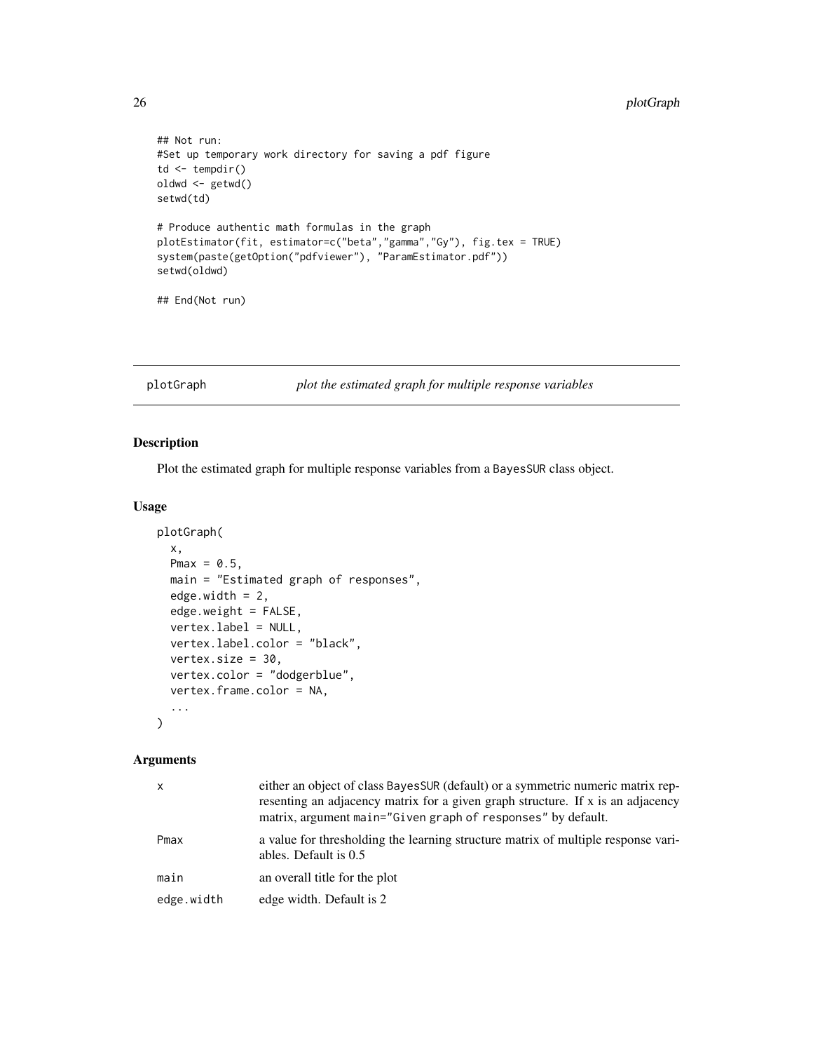```
## Not run:
#Set up temporary work directory for saving a pdf figure
td <- tempdir()
oldwd <- getwd()
setwd(td)

# Produce authentic math formulas in the graph
plotEstimator(fit, estimator=c("beta","gamma","Gy"), fig.tex = TRUE)
system(paste(getOption("pdfviewer"), "ParamEstimator.pdf"))
setwd(oldwd)

## End(Not run)
```

## plotGraph *plot the estimated graph for multiple response variables*

### Description

Plot the estimated graph for multiple response variables from a BayesSUR class object.

### Usage

```
plotGraph(
  x,
  Pmax = 0.5,
  main = "Estimated graph of responses",
  edge.width = 2,
  edge.weight = FALSE,
  vertex.label = NULL,
  vertex.label.color = "black",
  vertex.size = 30,
  vertex.color = "dodgerblue",
  vertex.frame.color = NA,
  ...
)
```

### Arguments

| | |
|---|---|
| x | either an object of class BayesSUR (default) or a symmetric numeric matrix representing an adjacency matrix for a given graph structure. If x is an adjacency matrix, argument main="Given graph of responses" by default. |
| Pmax | a value for thresholding the learning structure matrix of multiple response variables. Default is 0.5 |
| main | an overall title for the plot |
| edge.width | edge width. Default is 2 |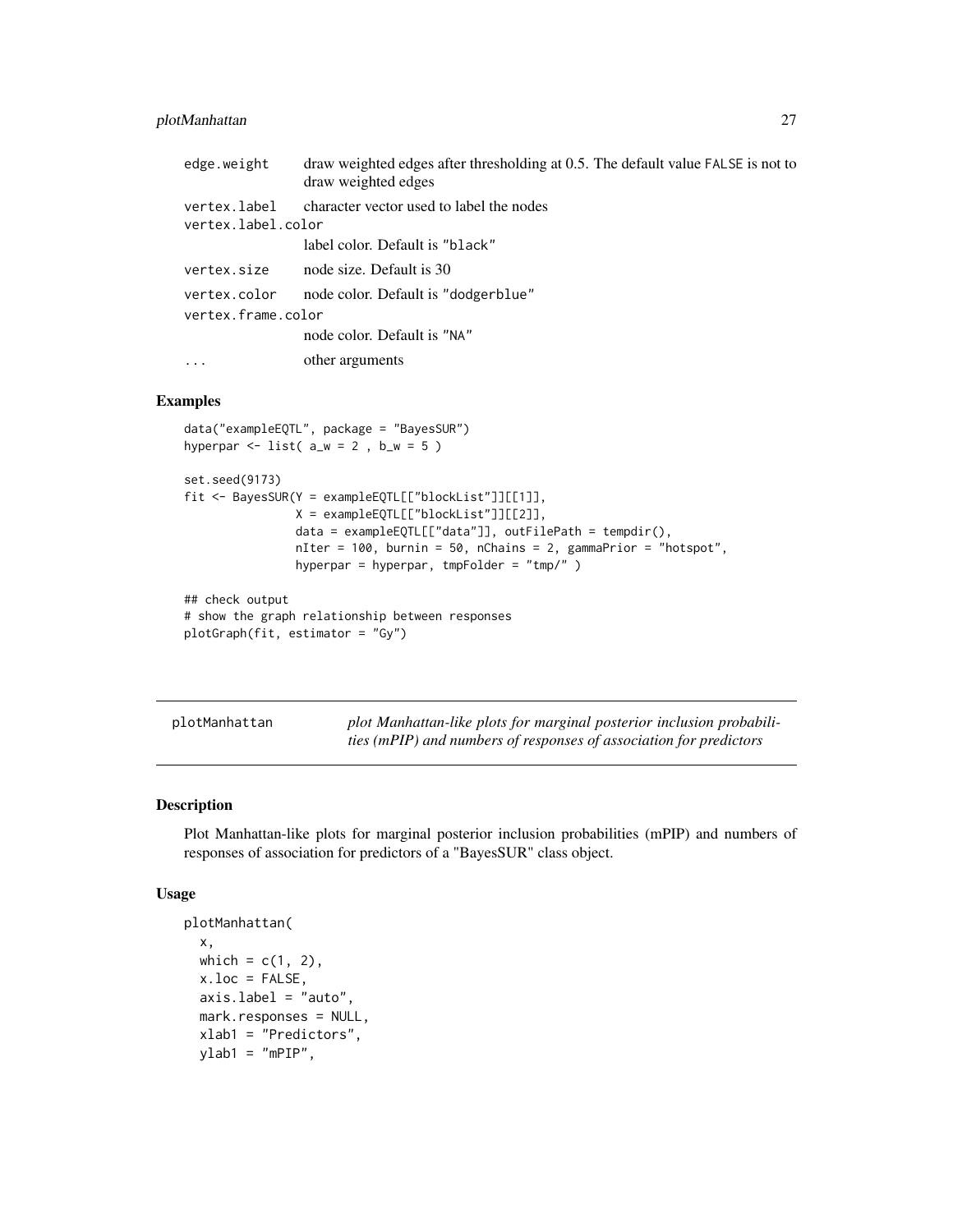| | |
|---|---|
| edge.weight | draw weighted edges after thresholding at 0.5. The default value FALSE is not to draw weighted edges |
| vertex.label | character vector used to label the nodes |
| vertex.label.color | label color. Default is "black" |
| vertex.size | node size. Default is 30 |
| vertex.color | node color. Default is "dodgerblue" |
| vertex.frame.color | node color. Default is "NA" |
| ... | other arguments |

## Examples

```
data("exampleEQTL", package = "BayesSUR")
hyperpar <- list( a_w = 2 , b_w = 5 )

set.seed(9173)
fit <- BayesSUR(Y = exampleEQTL[["blockList"]][[1]],
                X = exampleEQTL[["blockList"]][[2]],
                data = exampleEQTL[["data"]], outFilePath = tempdir(),
                nIter = 100, burnin = 50, nChains = 2, gammaPrior = "hotspot",
                hyperpar = hyperpar, tmpFolder = "tmp/" )

## check output
# show the graph relationship between responses
plotGraph(fit, estimator = "Gy")
```

---

# plotManhattan

*plot Manhattan-like plots for marginal posterior inclusion probabilities (mPIP) and numbers of responses of association for predictors*

## Description

Plot Manhattan-like plots for marginal posterior inclusion probabilities (mPIP) and numbers of responses of association for predictors of a "BayesSUR" class object.

## Usage

```
plotManhattan(
  x,
  which = c(1, 2),
  x.loc = FALSE,
  axis.label = "auto",
  mark.responses = NULL,
  xlab1 = "Predictors",
  ylab1 = "mPIP",
```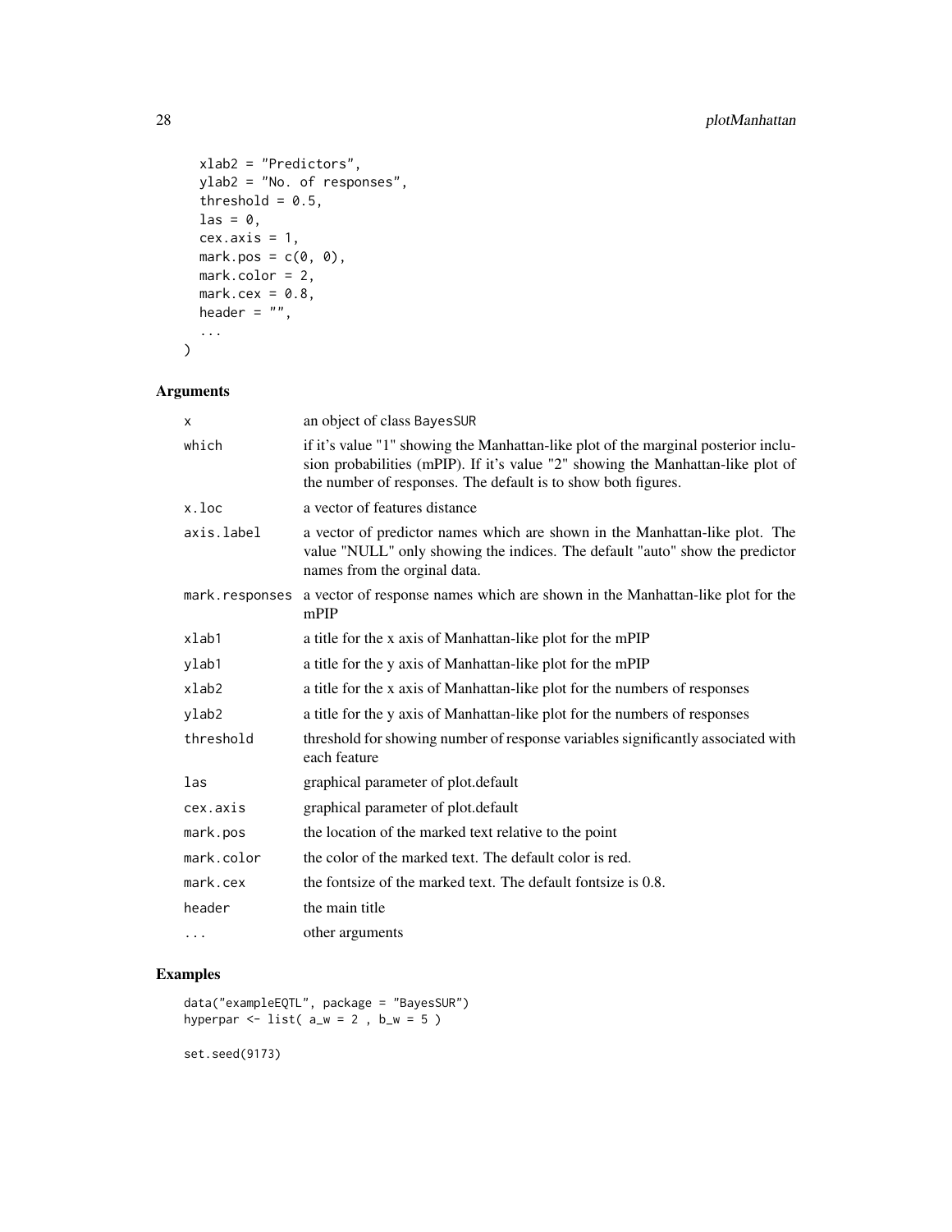```
  xlab2 = "Predictors",
  ylab2 = "No. of responses",
  threshold = 0.5,
  las = 0,
  cex.axis = 1,
  mark.pos = c(0, 0),
  mark.color = 2,
  mark.cex = 0.8,
  header = "",
  ...
)
```

## Arguments

| | |
|---|---|
| x | an object of class BayesSUR |
| which | if it's value "1" showing the Manhattan-like plot of the marginal posterior inclusion probabilities (mPIP). If it's value "2" showing the Manhattan-like plot of the number of responses. The default is to show both figures. |
| x.loc | a vector of features distance |
| axis.label | a vector of predictor names which are shown in the Manhattan-like plot. The value "NULL" only showing the indices. The default "auto" show the predictor names from the orginal data. |
| mark.responses | a vector of response names which are shown in the Manhattan-like plot for the mPIP |
| xlab1 | a title for the x axis of Manhattan-like plot for the mPIP |
| ylab1 | a title for the y axis of Manhattan-like plot for the mPIP |
| xlab2 | a title for the x axis of Manhattan-like plot for the numbers of responses |
| ylab2 | a title for the y axis of Manhattan-like plot for the numbers of responses |
| threshold | threshold for showing number of response variables significantly associated with each feature |
| las | graphical parameter of plot.default |
| cex.axis | graphical parameter of plot.default |
| mark.pos | the location of the marked text relative to the point |
| mark.color | the color of the marked text. The default color is red. |
| mark.cex | the fontsize of the marked text. The default fontsize is 0.8. |
| header | the main title |
| ... | other arguments |

## Examples

```
data("exampleEQTL", package = "BayesSUR")
hyperpar <- list( a_w = 2 , b_w = 5 )

set.seed(9173)
```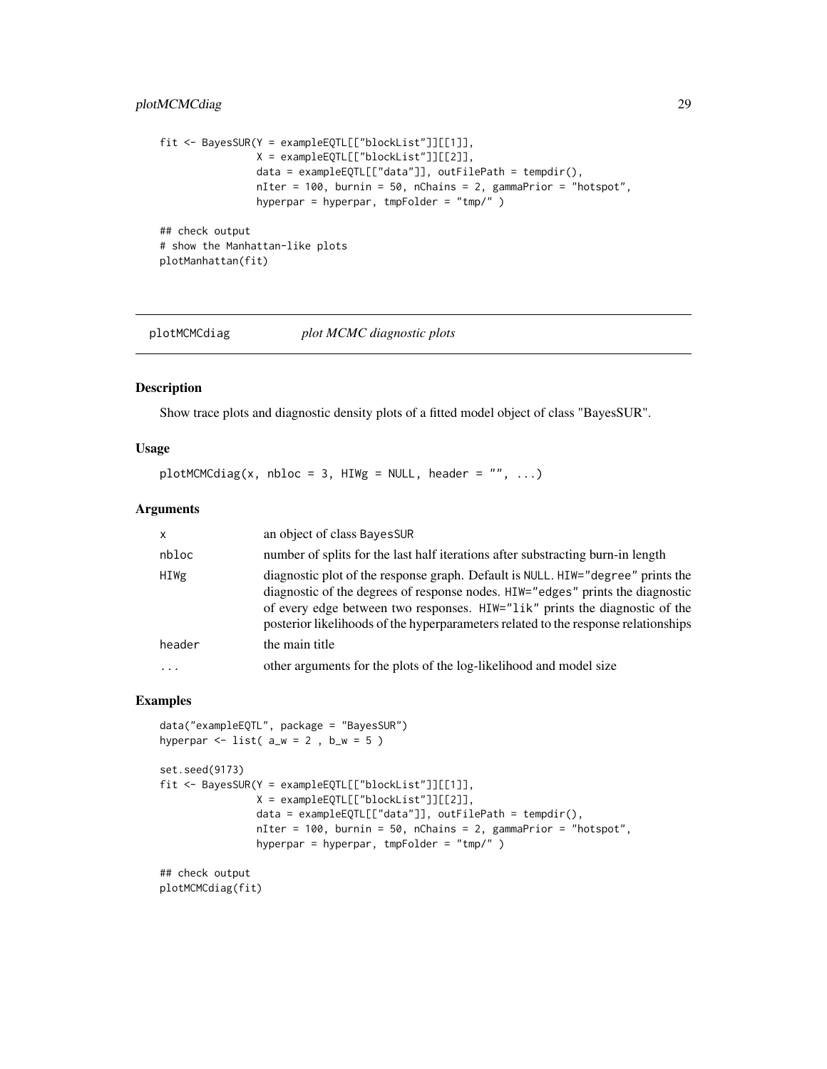```
fit <- BayesSUR(Y = exampleEQTL[["blockList"]][[1]],
                X = exampleEQTL[["blockList"]][[2]],
                data = exampleEQTL[["data"]], outFilePath = tempdir(),
                nIter = 100, burnin = 50, nChains = 2, gammaPrior = "hotspot",
                hyperpar = hyperpar, tmpFolder = "tmp/" )

## check output
# show the Manhattan-like plots
plotManhattan(fit)
```

## plotMCMCdiag — *plot MCMC diagnostic plots*

### Description

Show trace plots and diagnostic density plots of a fitted model object of class "BayesSUR".

### Usage

```
plotMCMCdiag(x, nbloc = 3, HIWg = NULL, header = "", ...)
```

### Arguments

| | |
|---|---|
| x | an object of class BayesSUR |
| nbloc | number of splits for the last half iterations after substracting burn-in length |
| HIWg | diagnostic plot of the response graph. Default is NULL. HIW="degree" prints the diagnostic of the degrees of response nodes. HIW="edges" prints the diagnostic of every edge between two responses. HIW="lik" prints the diagnostic of the posterior likelihoods of the hyperparameters related to the response relationships |
| header | the main title |
| ... | other arguments for the plots of the log-likelihood and model size |

### Examples

```
data("exampleEQTL", package = "BayesSUR")
hyperpar <- list( a_w = 2 , b_w = 5 )

set.seed(9173)
fit <- BayesSUR(Y = exampleEQTL[["blockList"]][[1]],
                X = exampleEQTL[["blockList"]][[2]],
                data = exampleEQTL[["data"]], outFilePath = tempdir(),
                nIter = 100, burnin = 50, nChains = 2, gammaPrior = "hotspot",
                hyperpar = hyperpar, tmpFolder = "tmp/" )

## check output
plotMCMCdiag(fit)
```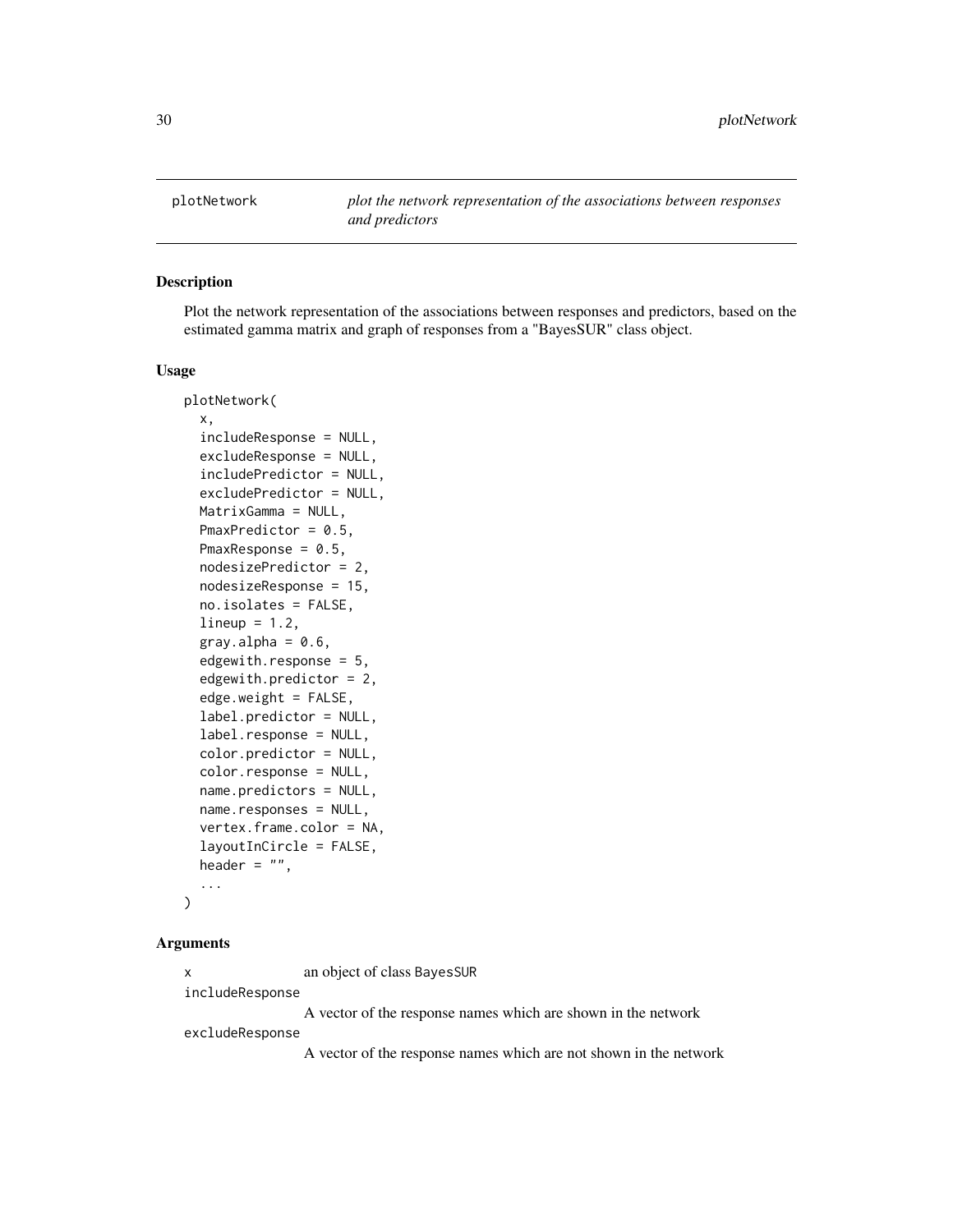plotNetwork    *plot the network representation of the associations between responses and predictors*

## Description

Plot the network representation of the associations between responses and predictors, based on the estimated gamma matrix and graph of responses from a "BayesSUR" class object.

## Usage

```
plotNetwork(
  x,
  includeResponse = NULL,
  excludeResponse = NULL,
  includePredictor = NULL,
  excludePredictor = NULL,
  MatrixGamma = NULL,
  PmaxPredictor = 0.5,
  PmaxResponse = 0.5,
  nodesizePredictor = 2,
  nodesizeResponse = 15,
  no.isolates = FALSE,
  lineup = 1.2,
  gray.alpha = 0.6,
  edgewith.response = 5,
  edgewith.predictor = 2,
  edge.weight = FALSE,
  label.predictor = NULL,
  label.response = NULL,
  color.predictor = NULL,
  color.response = NULL,
  name.predictors = NULL,
  name.responses = NULL,
  vertex.frame.color = NA,
  layoutInCircle = FALSE,
  header = "",
  ...
)
```

## Arguments

`x` an object of class `BayesSUR`

`includeResponse`
A vector of the response names which are shown in the network

`excludeResponse`
A vector of the response names which are not shown in the network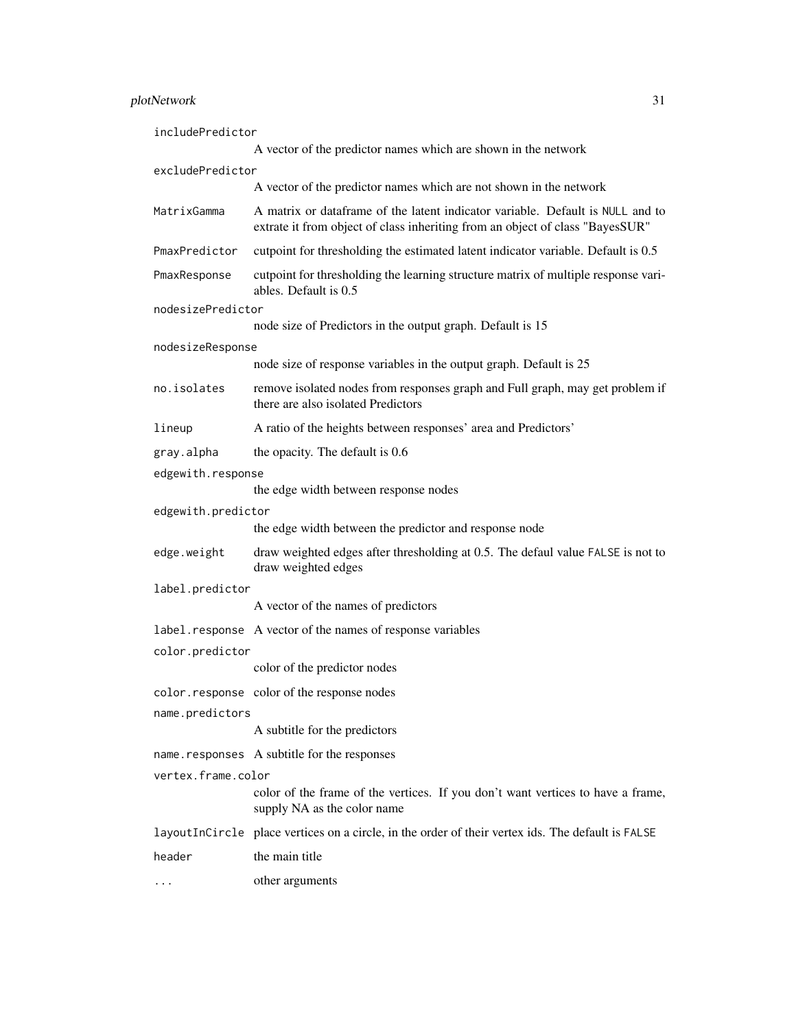| | |
|---|---|
| `includePredictor` | A vector of the predictor names which are shown in the network |
| `excludePredictor` | A vector of the predictor names which are not shown in the network |
| `MatrixGamma` | A matrix or dataframe of the latent indicator variable. Default is `NULL` and to extrate it from object of class inheriting from an object of class "BayesSUR" |
| `PmaxPredictor` | cutpoint for thresholding the estimated latent indicator variable. Default is 0.5 |
| `PmaxResponse` | cutpoint for thresholding the learning structure matrix of multiple response variables. Default is 0.5 |
| `nodesizePredictor` | node size of Predictors in the output graph. Default is 15 |
| `nodesizeResponse` | node size of response variables in the output graph. Default is 25 |
| `no.isolates` | remove isolated nodes from responses graph and Full graph, may get problem if there are also isolated Predictors |
| `lineup` | A ratio of the heights between responses' area and Predictors' |
| `gray.alpha` | the opacity. The default is 0.6 |
| `edgewith.response` | the edge width between response nodes |
| `edgewith.predictor` | the edge width between the predictor and response node |
| `edge.weight` | draw weighted edges after thresholding at 0.5. The defaul value `FALSE` is not to draw weighted edges |
| `label.predictor` | A vector of the names of predictors |
| `label.response` | A vector of the names of response variables |
| `color.predictor` | color of the predictor nodes |
| `color.response` | color of the response nodes |
| `name.predictors` | A subtitle for the predictors |
| `name.responses` | A subtitle for the responses |
| `vertex.frame.color` | color of the frame of the vertices. If you don't want vertices to have a frame, supply NA as the color name |
| `layoutInCircle` | place vertices on a circle, in the order of their vertex ids. The default is `FALSE` |
| `header` | the main title |
| `...` | other arguments |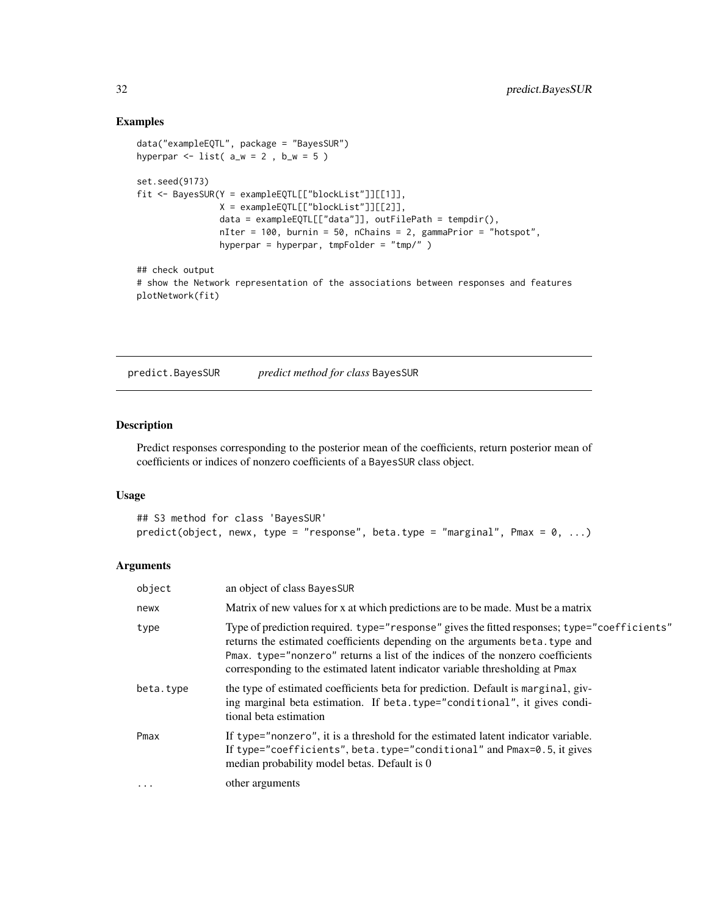## Examples

```
data("exampleEQTL", package = "BayesSUR")
hyperpar <- list( a_w = 2 , b_w = 5 )

set.seed(9173)
fit <- BayesSUR(Y = exampleEQTL[["blockList"]][[1]],
                X = exampleEQTL[["blockList"]][[2]],
                data = exampleEQTL[["data"]], outFilePath = tempdir(),
                nIter = 100, burnin = 50, nChains = 2, gammaPrior = "hotspot",
                hyperpar = hyperpar, tmpFolder = "tmp/" )

## check output
# show the Network representation of the associations between responses and features
plotNetwork(fit)
```

---

# predict.BayesSUR *predict method for class* BayesSUR

## Description

Predict responses corresponding to the posterior mean of the coefficients, return posterior mean of coefficients or indices of nonzero coefficients of a BayesSUR class object.

## Usage

```
## S3 method for class 'BayesSUR'
predict(object, newx, type = "response", beta.type = "marginal", Pmax = 0, ...)
```

## Arguments

| Argument | Description |
|---|---|
| object | an object of class BayesSUR |
| newx | Matrix of new values for x at which predictions are to be made. Must be a matrix |
| type | Type of prediction required. type="response" gives the fitted responses; type="coefficients" returns the estimated coefficients depending on the arguments beta.type and Pmax. type="nonzero" returns a list of the indices of the nonzero coefficients corresponding to the estimated latent indicator variable thresholding at Pmax |
| beta.type | the type of estimated coefficients beta for prediction. Default is marginal, giving marginal beta estimation. If beta.type="conditional", it gives conditional beta estimation |
| Pmax | If type="nonzero", it is a threshold for the estimated latent indicator variable. If type="coefficients", beta.type="conditional" and Pmax=0.5, it gives median probability model betas. Default is 0 |
| ... | other arguments |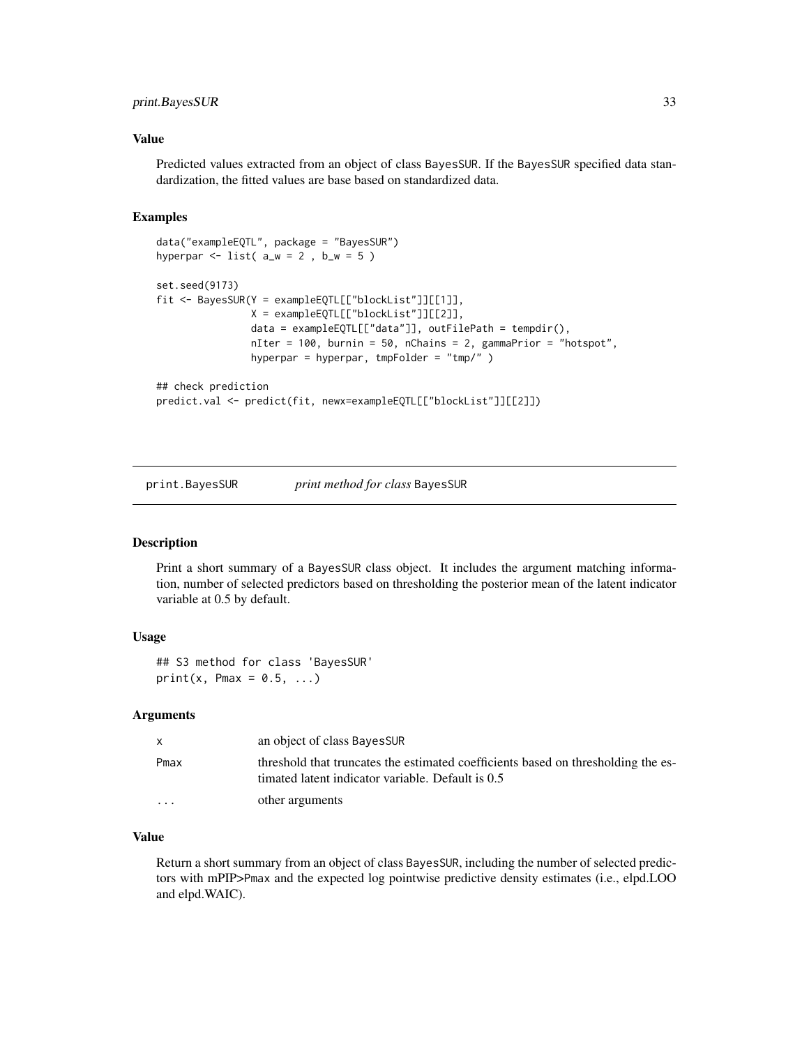### Value

Predicted values extracted from an object of class BayesSUR. If the BayesSUR specified data standardization, the fitted values are base based on standardized data.

### Examples

```
data("exampleEQTL", package = "BayesSUR")
hyperpar <- list( a_w = 2 , b_w = 5 )

set.seed(9173)
fit <- BayesSUR(Y = exampleEQTL[["blockList"]][[1]],
                X = exampleEQTL[["blockList"]][[2]],
                data = exampleEQTL[["data"]], outFilePath = tempdir(),
                nIter = 100, burnin = 50, nChains = 2, gammaPrior = "hotspot",
                hyperpar = hyperpar, tmpFolder = "tmp/" )

## check prediction
predict.val <- predict(fit, newx=exampleEQTL[["blockList"]][[2]])
```

---

## print.BayesSUR — *print method for class* BayesSUR

### Description

Print a short summary of a BayesSUR class object. It includes the argument matching information, number of selected predictors based on thresholding the posterior mean of the latent indicator variable at 0.5 by default.

### Usage

```
## S3 method for class 'BayesSUR'
print(x, Pmax = 0.5, ...)
```

### Arguments

| | |
|---|---|
| x | an object of class BayesSUR |
| Pmax | threshold that truncates the estimated coefficients based on thresholding the estimated latent indicator variable. Default is 0.5 |
| ... | other arguments |

### Value

Return a short summary from an object of class BayesSUR, including the number of selected predictors with mPIP>Pmax and the expected log pointwise predictive density estimates (i.e., elpd.LOO and elpd.WAIC).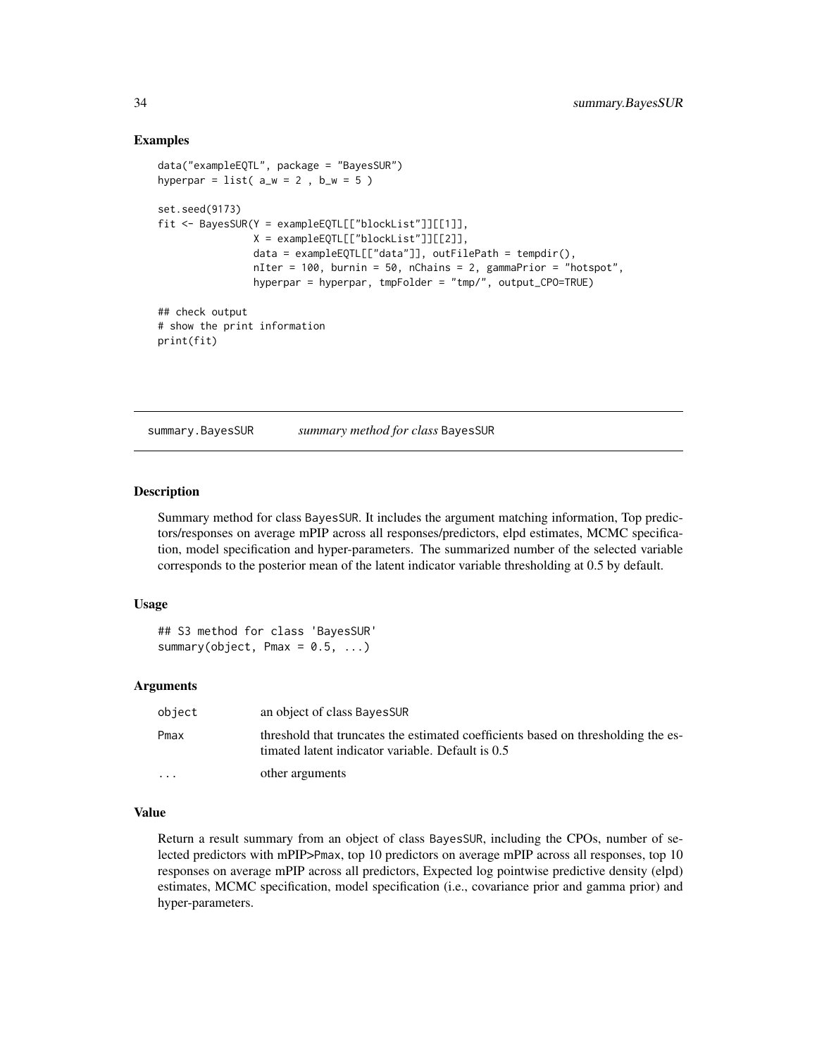## Examples

```
data("exampleEQTL", package = "BayesSUR")
hyperpar = list( a_w = 2 , b_w = 5 )

set.seed(9173)
fit <- BayesSUR(Y = exampleEQTL[["blockList"]][[1]],
                X = exampleEQTL[["blockList"]][[2]],
                data = exampleEQTL[["data"]], outFilePath = tempdir(),
                nIter = 100, burnin = 50, nChains = 2, gammaPrior = "hotspot",
                hyperpar = hyperpar, tmpFolder = "tmp/", output_CPO=TRUE)

## check output
# show the print information
print(fit)
```

---

# summary.BayesSUR *summary method for class* BayesSUR

---

## Description

Summary method for class BayesSUR. It includes the argument matching information, Top predictors/responses on average mPIP across all responses/predictors, elpd estimates, MCMC specification, model specification and hyper-parameters. The summarized number of the selected variable corresponds to the posterior mean of the latent indicator variable thresholding at 0.5 by default.

## Usage

```
## S3 method for class 'BayesSUR'
summary(object, Pmax = 0.5, ...)
```

## Arguments

| | |
|---|---|
| object | an object of class BayesSUR |
| Pmax | threshold that truncates the estimated coefficients based on thresholding the estimated latent indicator variable. Default is 0.5 |
| ... | other arguments |

## Value

Return a result summary from an object of class BayesSUR, including the CPOs, number of selected predictors with mPIP>Pmax, top 10 predictors on average mPIP across all responses, top 10 responses on average mPIP across all predictors, Expected log pointwise predictive density (elpd) estimates, MCMC specification, model specification (i.e., covariance prior and gamma prior) and hyper-parameters.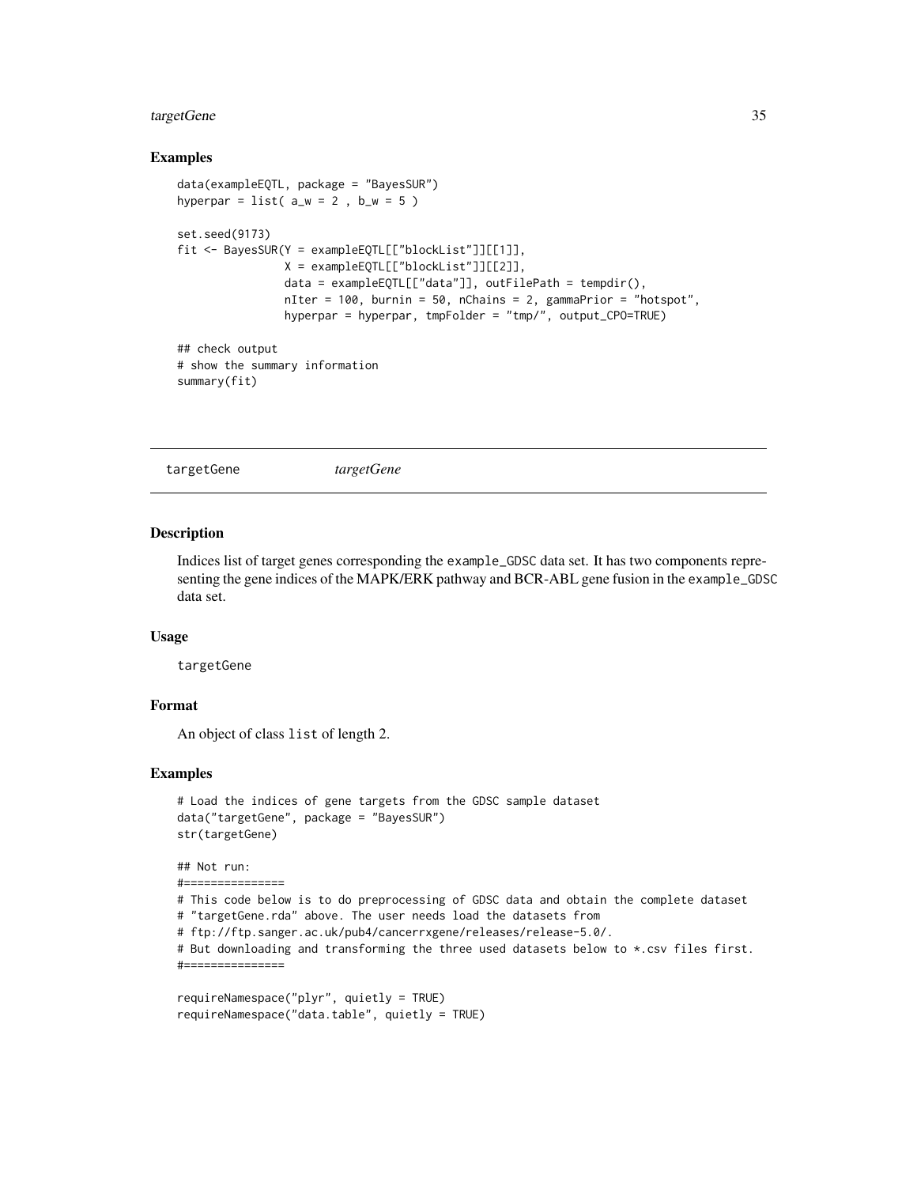### Examples

```
data(exampleEQTL, package = "BayesSUR")
hyperpar = list( a_w = 2 , b_w = 5 )

set.seed(9173)
fit <- BayesSUR(Y = exampleEQTL[["blockList"]][[1]],
                X = exampleEQTL[["blockList"]][[2]],
                data = exampleEQTL[["data"]], outFilePath = tempdir(),
                nIter = 100, burnin = 50, nChains = 2, gammaPrior = "hotspot",
                hyperpar = hyperpar, tmpFolder = "tmp/", output_CPO=TRUE)

## check output
# show the summary information
summary(fit)
```

---

## targetGene *targetGene*

---

### Description

Indices list of target genes corresponding the example_GDSC data set. It has two components representing the gene indices of the MAPK/ERK pathway and BCR-ABL gene fusion in the example_GDSC data set.

### Usage

```
targetGene
```

### Format

An object of class list of length 2.

### Examples

```
# Load the indices of gene targets from the GDSC sample dataset
data("targetGene", package = "BayesSUR")
str(targetGene)

## Not run:
#===============
# This code below is to do preprocessing of GDSC data and obtain the complete dataset
# "targetGene.rda" above. The user needs load the datasets from
# ftp://ftp.sanger.ac.uk/pub4/cancerrxgene/releases/release-5.0/.
# But downloading and transforming the three used datasets below to *.csv files first.
#===============

requireNamespace("plyr", quietly = TRUE)
requireNamespace("data.table", quietly = TRUE)
```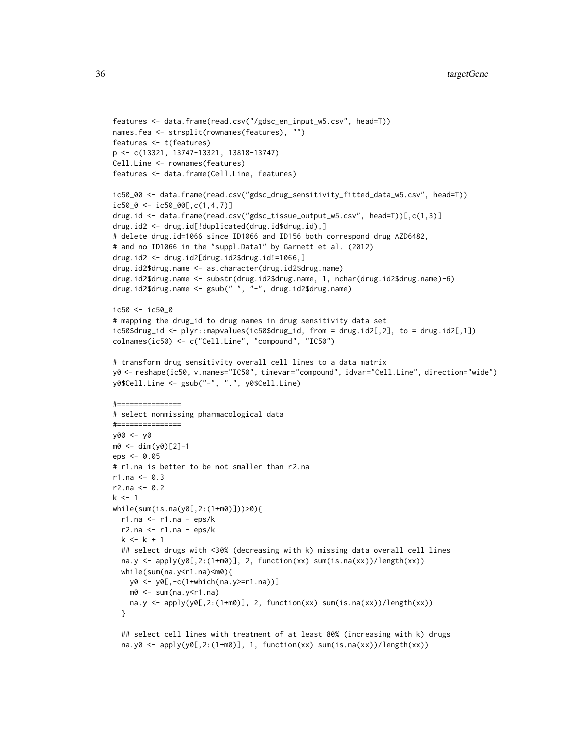```
features <- data.frame(read.csv("/gdsc_en_input_w5.csv", head=T))
names.fea <- strsplit(rownames(features), "")
features <- t(features)
p <- c(13321, 13747-13321, 13818-13747)
Cell.Line <- rownames(features)
features <- data.frame(Cell.Line, features)

ic50_00 <- data.frame(read.csv("gdsc_drug_sensitivity_fitted_data_w5.csv", head=T))
ic50_0 <- ic50_00[,c(1,4,7)]
drug.id <- data.frame(read.csv("gdsc_tissue_output_w5.csv", head=T))[,c(1,3)]
drug.id2 <- drug.id[!duplicated(drug.id$drug.id),]
# delete drug.id=1066 since ID1066 and ID156 both correspond drug AZD6482,
# and no ID1066 in the "suppl.Data1" by Garnett et al. (2012)
drug.id2 <- drug.id2[drug.id2$drug.id!=1066,]
drug.id2$drug.name <- as.character(drug.id2$drug.name)
drug.id2$drug.name <- substr(drug.id2$drug.name, 1, nchar(drug.id2$drug.name)-6)
drug.id2$drug.name <- gsub(" ", "-", drug.id2$drug.name)

ic50 <- ic50_0
# mapping the drug_id to drug names in drug sensitivity data set
ic50$drug_id <- plyr::mapvalues(ic50$drug_id, from = drug.id2[,2], to = drug.id2[,1])
colnames(ic50) <- c("Cell.Line", "compound", "IC50")

# transform drug sensitivity overall cell lines to a data matrix
y0 <- reshape(ic50, v.names="IC50", timevar="compound", idvar="Cell.Line", direction="wide")
y0$Cell.Line <- gsub("-", ".", y0$Cell.Line)

#===============
# select nonmissing pharmacological data
#===============
y00 <- y0
m0 <- dim(y0)[2]-1
eps <- 0.05
# r1.na is better to be not smaller than r2.na
r1.na <- 0.3
r2.na <- 0.2
k <- 1
while(sum(is.na(y0[,2:(1+m0)]))>0){
  r1.na <- r1.na - eps/k
  r2.na <- r1.na - eps/k
  k <- k + 1
  ## select drugs with <30% (decreasing with k) missing data overall cell lines
  na.y <- apply(y0[,2:(1+m0)], 2, function(xx) sum(is.na(xx))/length(xx))
  while(sum(na.y<r1.na)<m0){
    y0 <- y0[,-c(1+which(na.y>=r1.na))]
    m0 <- sum(na.y<r1.na)
    na.y <- apply(y0[,2:(1+m0)], 2, function(xx) sum(is.na(xx))/length(xx))
  }

  ## select cell lines with treatment of at least 80% (increasing with k) drugs
  na.y0 <- apply(y0[,2:(1+m0)], 1, function(xx) sum(is.na(xx))/length(xx))
```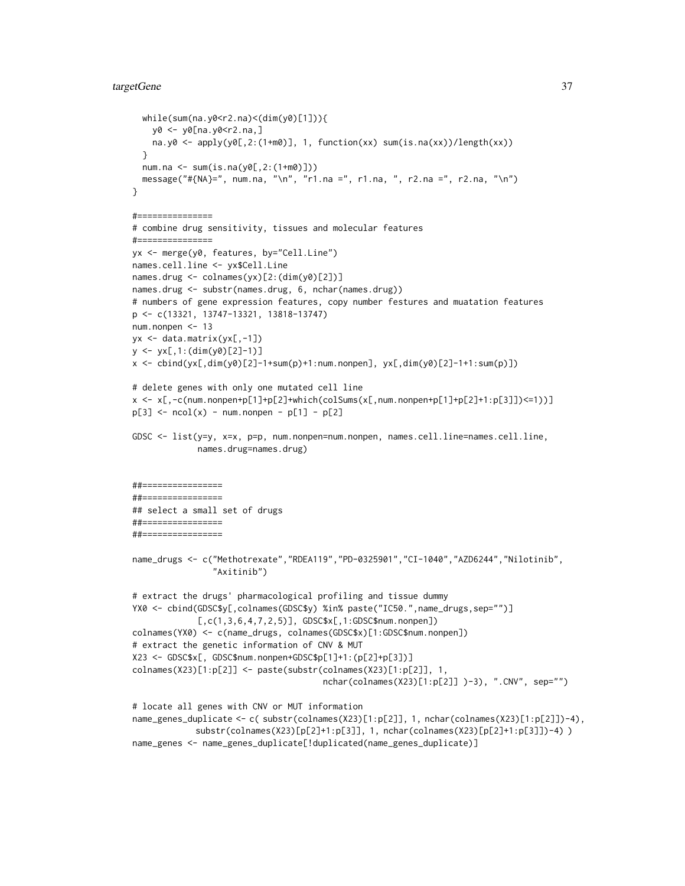```
  while(sum(na.y0<r2.na)<(dim(y0)[1])){
    y0 <- y0[na.y0<r2.na,]
    na.y0 <- apply(y0[,2:(1+m0)], 1, function(xx) sum(is.na(xx))/length(xx))
  }
  num.na <- sum(is.na(y0[,2:(1+m0)]))
  message("#{NA}=", num.na, "\n", "r1.na =", r1.na, ", r2.na =", r2.na, "\n")
}

#===============
# combine drug sensitivity, tissues and molecular features
#===============
yx <- merge(y0, features, by="Cell.Line")
names.cell.line <- yx$Cell.Line
names.drug <- colnames(yx)[2:(dim(y0)[2])]
names.drug <- substr(names.drug, 6, nchar(names.drug))
# numbers of gene expression features, copy number festures and muatation features
p <- c(13321, 13747-13321, 13818-13747)
num.nonpen <- 13
yx <- data.matrix(yx[,-1])
y <- yx[,1:(dim(y0)[2]-1)]
x <- cbind(yx[,dim(y0)[2]-1+sum(p)+1:num.nonpen], yx[,dim(y0)[2]-1+1:sum(p)])

# delete genes with only one mutated cell line
x <- x[,-c(num.nonpen+p[1]+p[2]+which(colSums(x[,num.nonpen+p[1]+p[2]+1:p[3]])<=1))]
p[3] <- ncol(x) - num.nonpen - p[1] - p[2]

GDSC <- list(y=y, x=x, p=p, num.nonpen=num.nonpen, names.cell.line=names.cell.line,
             names.drug=names.drug)


##================
##================
## select a small set of drugs
##================
##================

name_drugs <- c("Methotrexate","RDEA119","PD-0325901","CI-1040","AZD6244","Nilotinib",
                "Axitinib")

# extract the drugs' pharmacological profiling and tissue dummy
YX0 <- cbind(GDSC$y[,colnames(GDSC$y) %in% paste("IC50.",name_drugs,sep="")]
             [,c(1,3,6,4,7,2,5)], GDSC$x[,1:GDSC$num.nonpen])
colnames(YX0) <- c(name_drugs, colnames(GDSC$x)[1:GDSC$num.nonpen])
# extract the genetic information of CNV & MUT
X23 <- GDSC$x[, GDSC$num.nonpen+GDSC$p[1]+1:(p[2]+p[3])]
colnames(X23)[1:p[2]] <- paste(substr(colnames(X23)[1:p[2]], 1,
                                     nchar(colnames(X23)[1:p[2]] )-3), ".CNV", sep="")

# locate all genes with CNV or MUT information
name_genes_duplicate <- c( substr(colnames(X23)[1:p[2]], 1, nchar(colnames(X23)[1:p[2]])-4),
            substr(colnames(X23)[p[2]+1:p[3]], 1, nchar(colnames(X23)[p[2]+1:p[3]])-4) )
name_genes <- name_genes_duplicate[!duplicated(name_genes_duplicate)]
```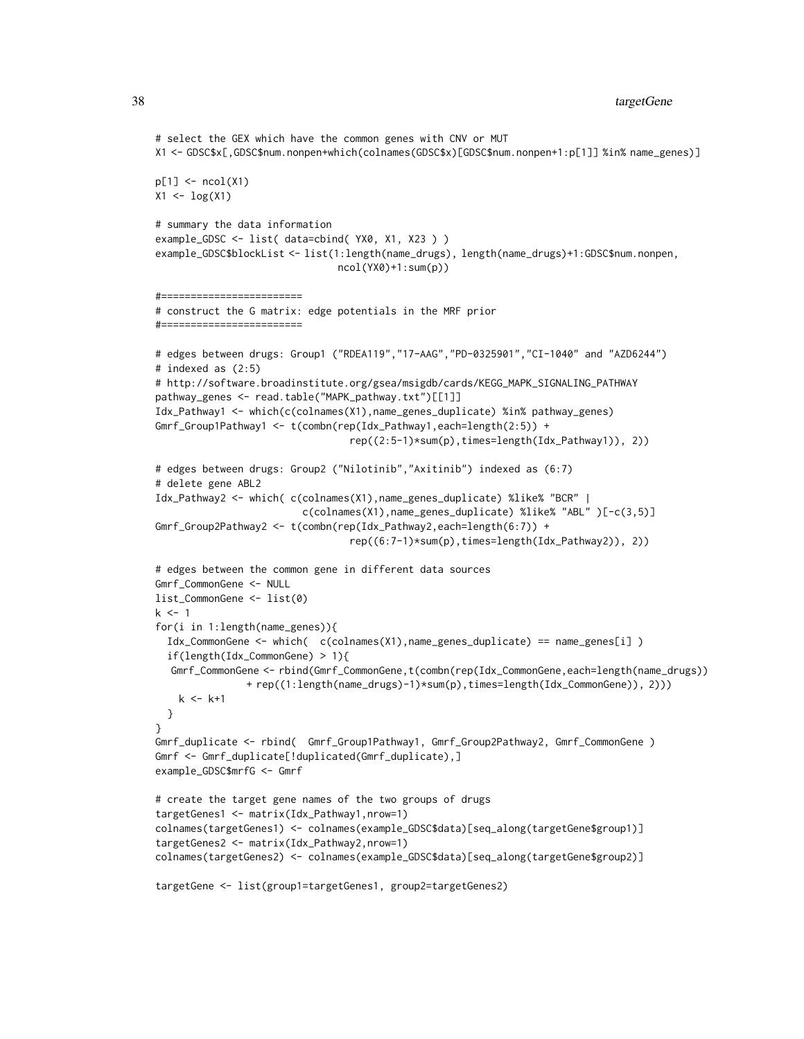```
# select the GEX which have the common genes with CNV or MUT
X1 <- GDSC$x[,GDSC$num.nonpen+which(colnames(GDSC$x)[GDSC$num.nonpen+1:p[1]] %in% name_genes)]

p[1] <- ncol(X1)
X1 <- log(X1)

# summary the data information
example_GDSC <- list( data=cbind( YX0, X1, X23 ) )
example_GDSC$blockList <- list(1:length(name_drugs), length(name_drugs)+1:GDSC$num.nonpen,
                               ncol(YX0)+1:sum(p))

#========================
# construct the G matrix: edge potentials in the MRF prior
#========================

# edges between drugs: Group1 ("RDEA119","17-AAG","PD-0325901","CI-1040" and "AZD6244")
# indexed as (2:5)
# http://software.broadinstitute.org/gsea/msigdb/cards/KEGG_MAPK_SIGNALING_PATHWAY
pathway_genes <- read.table("MAPK_pathway.txt")[[1]]
Idx_Pathway1 <- which(c(colnames(X1),name_genes_duplicate) %in% pathway_genes)
Gmrf_Group1Pathway1 <- t(combn(rep(Idx_Pathway1,each=length(2:5)) +
                               rep((2:5-1)*sum(p),times=length(Idx_Pathway1)), 2))

# edges between drugs: Group2 ("Nilotinib","Axitinib") indexed as (6:7)
# delete gene ABL2
Idx_Pathway2 <- which( c(colnames(X1),name_genes_duplicate) %like% "BCR" |
                       c(colnames(X1),name_genes_duplicate) %like% "ABL" )[-c(3,5)]
Gmrf_Group2Pathway2 <- t(combn(rep(Idx_Pathway2,each=length(6:7)) +
                               rep((6:7-1)*sum(p),times=length(Idx_Pathway2)), 2))

# edges between the common gene in different data sources
Gmrf_CommonGene <- NULL
list_CommonGene <- list(0)
k <- 1
for(i in 1:length(name_genes)){
  Idx_CommonGene <- which(  c(colnames(X1),name_genes_duplicate) == name_genes[i] )
  if(length(Idx_CommonGene) > 1){
   Gmrf_CommonGene <- rbind(Gmrf_CommonGene,t(combn(rep(Idx_CommonGene,each=length(name_drugs))
              + rep((1:length(name_drugs)-1)*sum(p),times=length(Idx_CommonGene)), 2)))
    k <- k+1
  }
}
Gmrf_duplicate <- rbind(  Gmrf_Group1Pathway1, Gmrf_Group2Pathway2, Gmrf_CommonGene )
Gmrf <- Gmrf_duplicate[!duplicated(Gmrf_duplicate),]
example_GDSC$mrfG <- Gmrf

# create the target gene names of the two groups of drugs
targetGenes1 <- matrix(Idx_Pathway1,nrow=1)
colnames(targetGenes1) <- colnames(example_GDSC$data)[seq_along(targetGene$group1)]
targetGenes2 <- matrix(Idx_Pathway2,nrow=1)
colnames(targetGenes2) <- colnames(example_GDSC$data)[seq_along(targetGene$group2)]

targetGene <- list(group1=targetGenes1, group2=targetGenes2)
```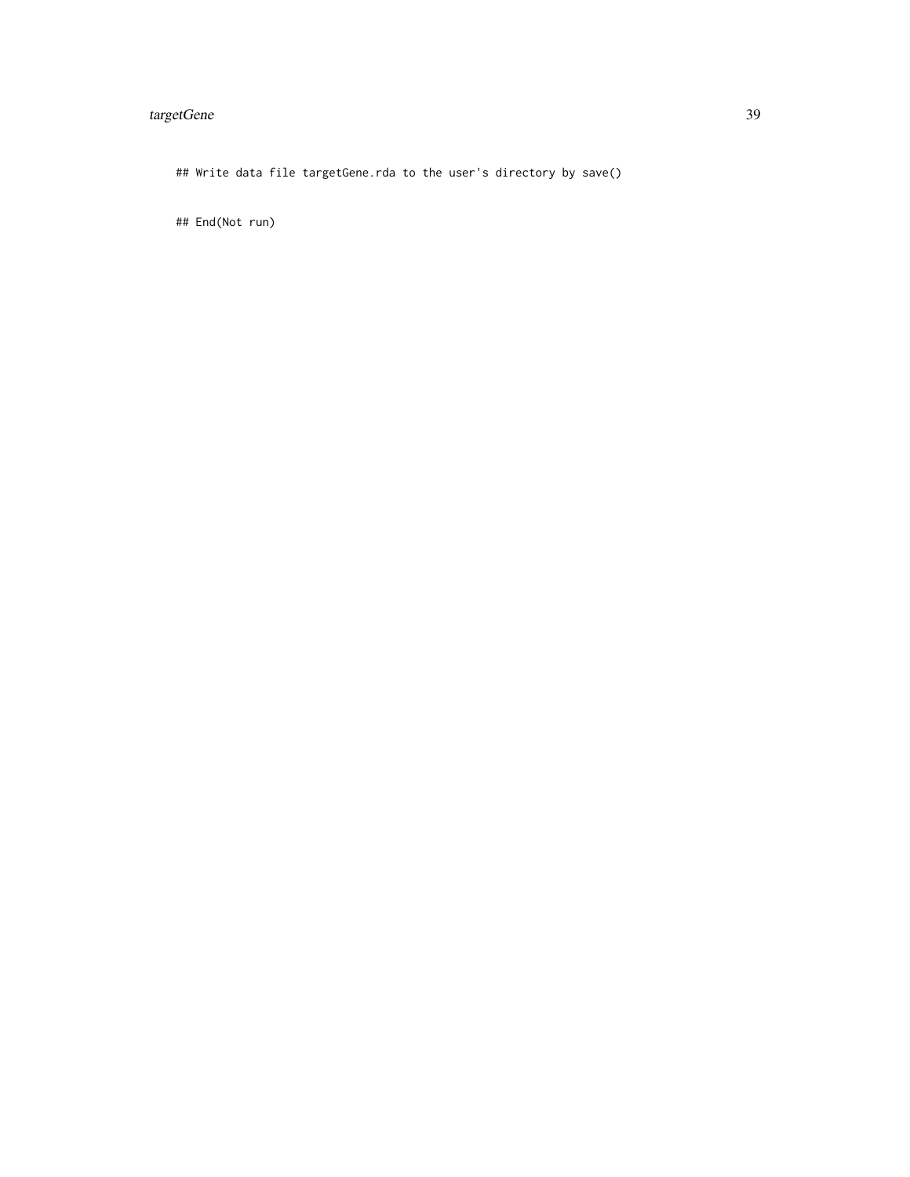```
## Write data file targetGene.rda to the user's directory by save()

## End(Not run)
```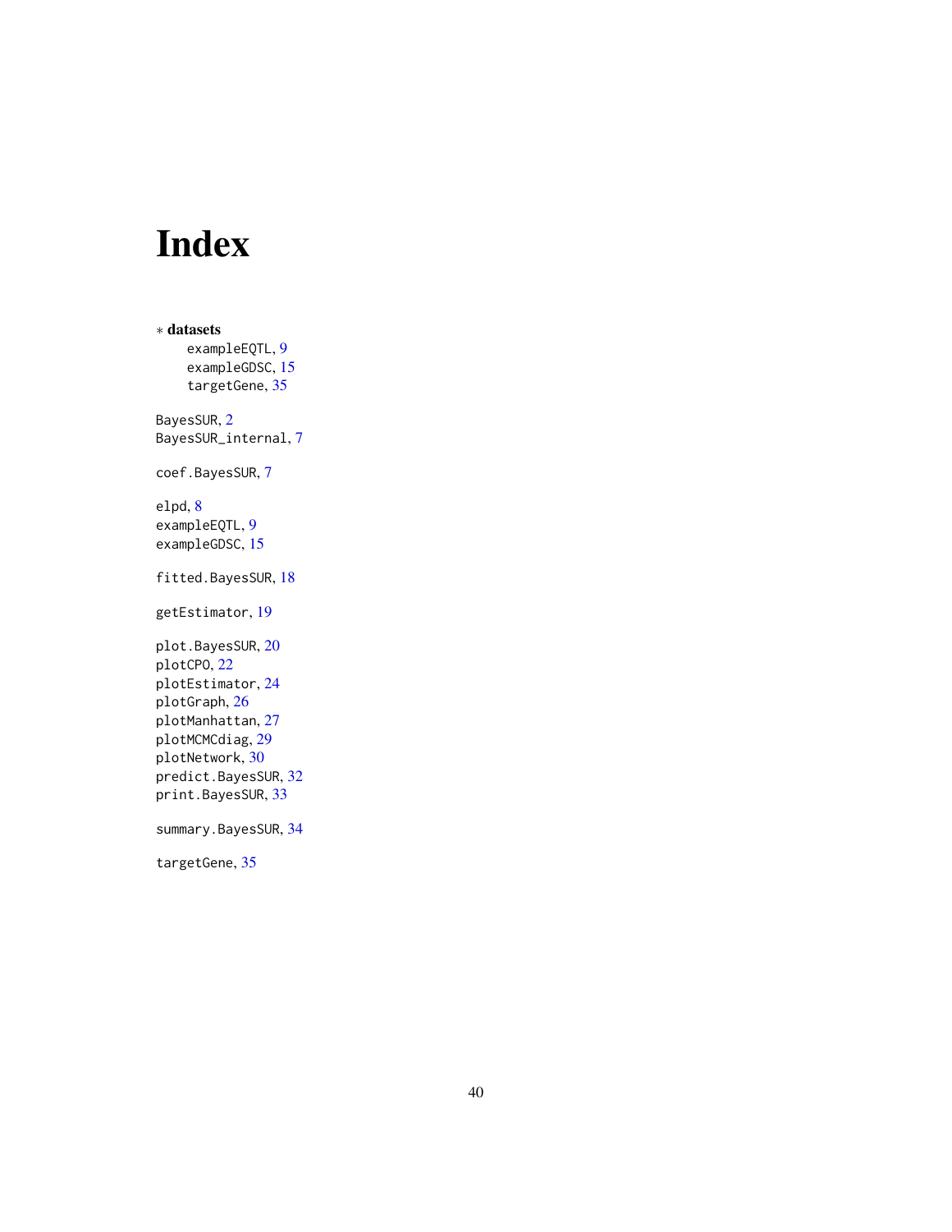# Index

∗ **datasets**

    exampleEQTL, 9
    exampleGDSC, 15
    targetGene, 35

BayesSUR, 2
BayesSUR_internal, 7

coef.BayesSUR, 7

elpd, 8
exampleEQTL, 9
exampleGDSC, 15

fitted.BayesSUR, 18

getEstimator, 19

plot.BayesSUR, 20
plotCPO, 22
plotEstimator, 24
plotGraph, 26
plotManhattan, 27
plotMCMCdiag, 29
plotNetwork, 30
predict.BayesSUR, 32
print.BayesSUR, 33

summary.BayesSUR, 34

targetGene, 35